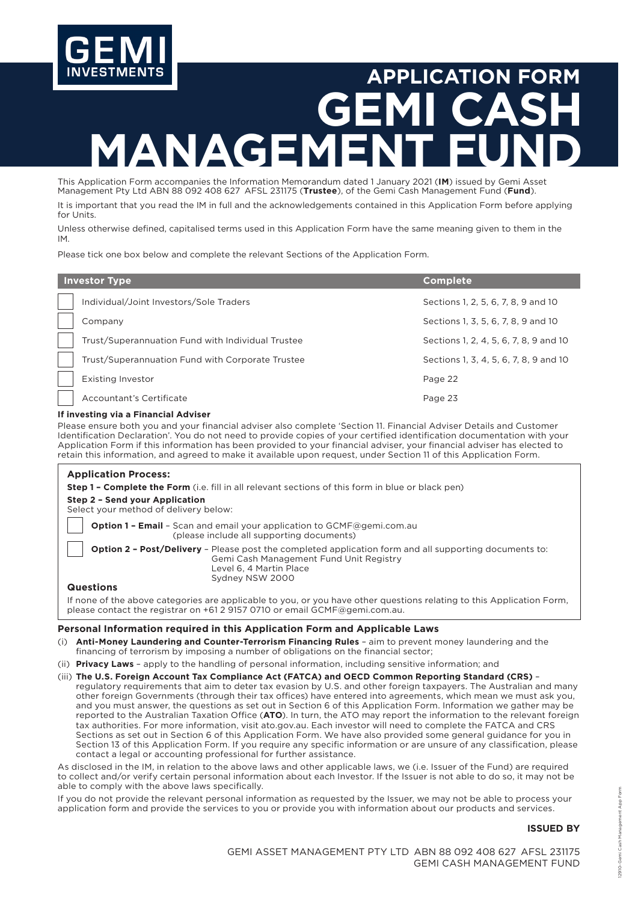GEMI INVESTMENTS

# APPLICATION FORM GEMI CASH MANAGEMENT FUND

This Application Form accompanies the Information Memorandum dated 1 January 2021 (**IM**) issued by Gemi Asset Management Pty Ltd ABN 88 092 408 627 AFSL 231175 (**Trustee**), of the Gemi Cash Management Fund (**Fund**).

It is important that you read the IM in full and the acknowledgements contained in this Application Form before applying for Units.

Unless otherwise defined, capitalised terms used in this Application Form have the same meaning given to them in the IM.

Please tick one box below and complete the relevant Sections of the Application Form.

| Investor Type | Complete |
|---|---|
| ☐ Individual/Joint Investors/Sole Traders | Sections 1, 2, 5, 6, 7, 8, 9 and 10 |
| ☐ Company | Sections 1, 3, 5, 6, 7, 8, 9 and 10 |
| ☐ Trust/Superannuation Fund with Individual Trustee | Sections 1, 2, 4, 5, 6, 7, 8, 9 and 10 |
| ☐ Trust/Superannuation Fund with Corporate Trustee | Sections 1, 3, 4, 5, 6, 7, 8, 9 and 10 |
| ☐ Existing Investor | Page 22 |
| ☐ Accountant's Certificate | Page 23 |

**If investing via a Financial Adviser**

Please ensure both you and your financial adviser also complete 'Section 11. Financial Adviser Details and Customer Identification Declaration'. You do not need to provide copies of your certified identification documentation with your Application Form if this information has been provided to your financial adviser, your financial adviser has elected to retain this information, and agreed to make it available upon request, under Section 11 of this Application Form.

### Application Process:

**Step 1 – Complete the Form** (i.e. fill in all relevant sections of this form in blue or black pen)

**Step 2 – Send your Application**

Select your method of delivery below:

☐ **Option 1 – Email** – Scan and email your application to GCMF@gemi.com.au (please include all supporting documents)

☐ **Option 2 – Post/Delivery** – Please post the completed application form and all supporting documents to:
Gemi Cash Management Fund Unit Registry
Level 6, 4 Martin Place
Sydney NSW 2000

### Questions

If none of the above categories are applicable to you, or you have other questions relating to this Application Form, please contact the registrar on +61 2 9157 0710 or email GCMF@gemi.com.au.

### Personal Information required in this Application Form and Applicable Laws

(i) **Anti-Money Laundering and Counter-Terrorism Financing Rules** – aim to prevent money laundering and the financing of terrorism by imposing a number of obligations on the financial sector;

(ii) **Privacy Laws** – apply to the handling of personal information, including sensitive information; and

(iii) **The U.S. Foreign Account Tax Compliance Act (FATCA) and OECD Common Reporting Standard (CRS)** – regulatory requirements that aim to deter tax evasion by U.S. and other foreign taxpayers. The Australian and many other foreign Governments (through their tax offices) have entered into agreements, which mean we must ask you, and you must answer, the questions as set out in Section 6 of this Application Form. Information we gather may be reported to the Australian Taxation Office (**ATO**). In turn, the ATO may report the information to the relevant foreign tax authorities. For more information, visit ato.gov.au. Each investor will need to complete the FATCA and CRS Sections as set out in Section 6 of this Application Form. We have also provided some general guidance for you in Section 13 of this Application Form. If you require any specific information or are unsure of any classification, please contact a legal or accounting professional for further assistance.

As disclosed in the IM, in relation to the above laws and other applicable laws, we (i.e. Issuer of the Fund) are required to collect and/or verify certain personal information about each Investor. If the Issuer is not able to do so, it may not be able to comply with the above laws specifically.

If you do not provide the relevant personal information as requested by the Issuer, we may not be able to process your application form and provide the services to you or provide you with information about our products and services.

**ISSUED BY**

GEMI ASSET MANAGEMENT PTY LTD ABN 88 092 408 627 AFSL 231175
GEMI CASH MANAGEMENT FUND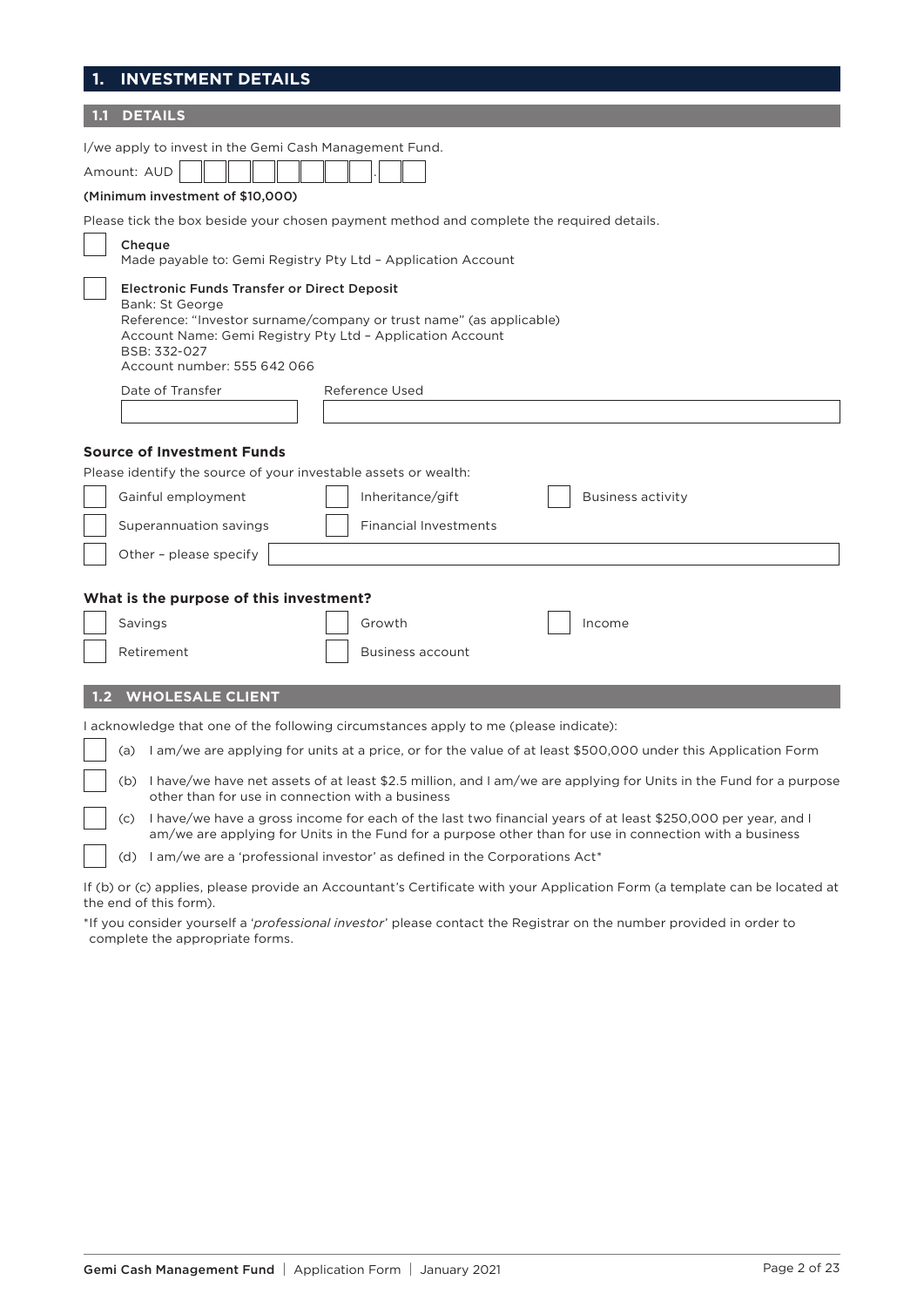# 1. INVESTMENT DETAILS

## 1.1 DETAILS

I/we apply to invest in the Gemi Cash Management Fund.

Amount: AUD ☐☐☐☐☐☐☐☐.☐☐

**(Minimum investment of $10,000)**

Please tick the box beside your chosen payment method and complete the required details.

☐ **Cheque**
Made payable to: Gemi Registry Pty Ltd – Application Account

☐ **Electronic Funds Transfer or Direct Deposit**
Bank: St George
Reference: "Investor surname/company or trust name" (as applicable)
Account Name: Gemi Registry Pty Ltd – Application Account
BSB: 332-027
Account number: 555 642 066

Date of Transfer ______________ Reference Used ______________

### Source of Investment Funds

Please identify the source of your investable assets or wealth:

☐ Gainful employment ☐ Inheritance/gift ☐ Business activity

☐ Superannuation savings ☐ Financial Investments

☐ Other – please specify ______________

### What is the purpose of this investment?

☐ Savings ☐ Growth ☐ Income

☐ Retirement ☐ Business account

## 1.2 WHOLESALE CLIENT

I acknowledge that one of the following circumstances apply to me (please indicate):

☐ (a) I am/we are applying for units at a price, or for the value of at least $500,000 under this Application Form

☐ (b) I have/we have net assets of at least $2.5 million, and I am/we are applying for Units in the Fund for a purpose other than for use in connection with a business

☐ (c) I have/we have a gross income for each of the last two financial years of at least $250,000 per year, and I am/we are applying for Units in the Fund for a purpose other than for use in connection with a business

☐ (d) I am/we are a 'professional investor' as defined in the Corporations Act*

If (b) or (c) applies, please provide an Accountant's Certificate with your Application Form (a template can be located at the end of this form).

*If you consider yourself a '*professional investor*' please contact the Registrar on the number provided in order to complete the appropriate forms.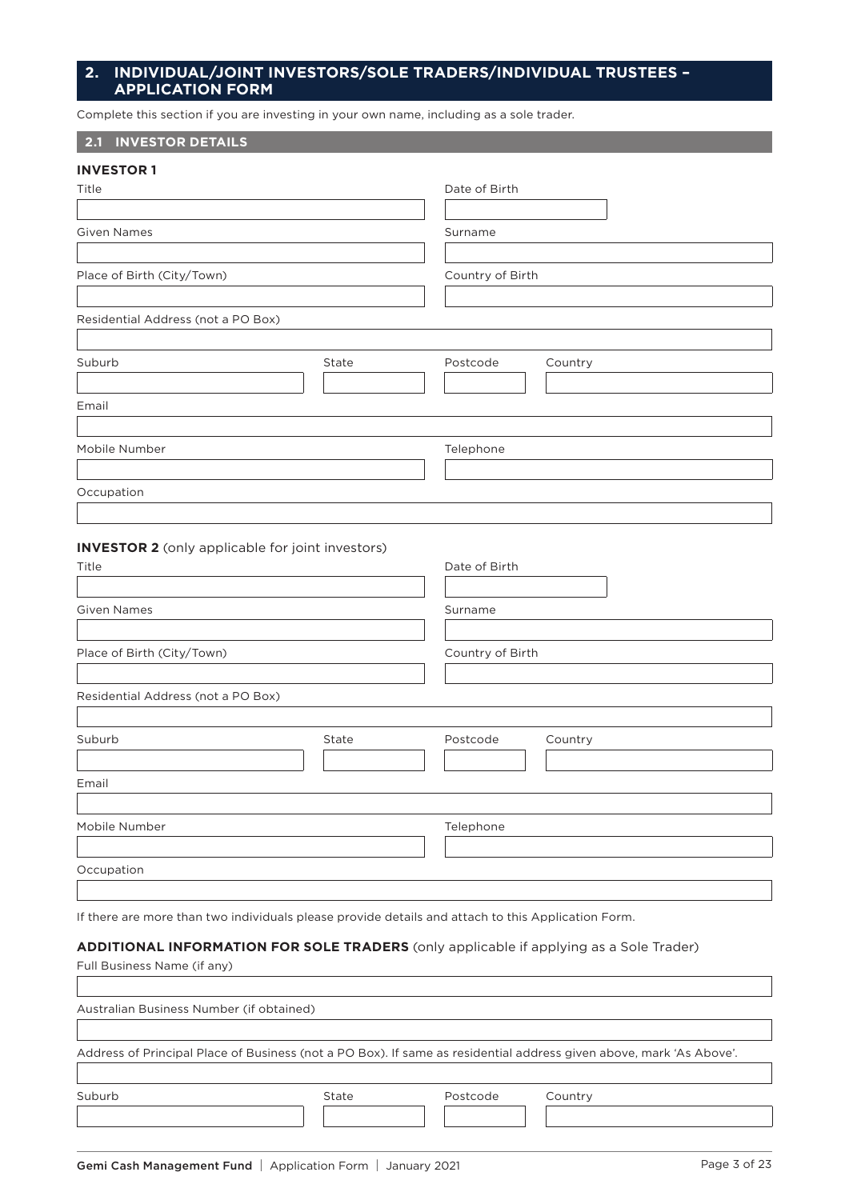## 2. INDIVIDUAL/JOINT INVESTORS/SOLE TRADERS/INDIVIDUAL TRUSTEES – APPLICATION FORM

Complete this section if you are investing in your own name, including as a sole trader.

### 2.1 INVESTOR DETAILS

**INVESTOR 1**

Title

Date of Birth

Given Names

Surname

Place of Birth (City/Town)

Country of Birth

Residential Address (not a PO Box)

Suburb

State

Postcode

Country

Email

Mobile Number

Telephone

Occupation

**INVESTOR 2** (only applicable for joint investors)

Title

Date of Birth

Given Names

Surname

Place of Birth (City/Town)

Country of Birth

Residential Address (not a PO Box)

Suburb

State

Postcode

Country

Email

Mobile Number

Telephone

Occupation

If there are more than two individuals please provide details and attach to this Application Form.

**ADDITIONAL INFORMATION FOR SOLE TRADERS** (only applicable if applying as a Sole Trader)

Full Business Name (if any)

Australian Business Number (if obtained)

Address of Principal Place of Business (not a PO Box). If same as residential address given above, mark 'As Above'.

Suburb

State

Postcode

Country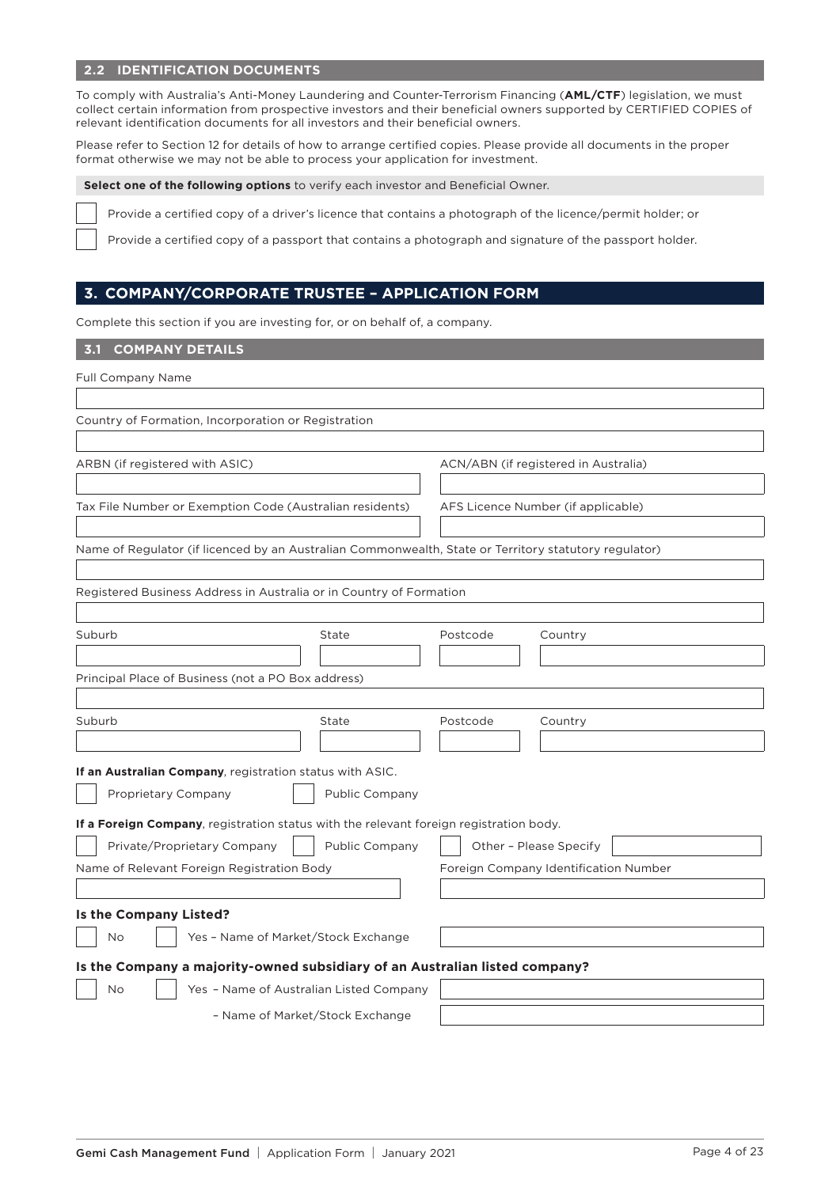### 2.2 IDENTIFICATION DOCUMENTS

To comply with Australia's Anti-Money Laundering and Counter-Terrorism Financing (**AML/CTF**) legislation, we must collect certain information from prospective investors and their beneficial owners supported by CERTIFIED COPIES of relevant identification documents for all investors and their beneficial owners.

Please refer to Section 12 for details of how to arrange certified copies. Please provide all documents in the proper format otherwise we may not be able to process your application for investment.

**Select one of the following options** to verify each investor and Beneficial Owner.

☐ Provide a certified copy of a driver's licence that contains a photograph of the licence/permit holder; or

☐ Provide a certified copy of a passport that contains a photograph and signature of the passport holder.

## 3. COMPANY/CORPORATE TRUSTEE – APPLICATION FORM

Complete this section if you are investing for, or on behalf of, a company.

### 3.1 COMPANY DETAILS

Full Company Name

Country of Formation, Incorporation or Registration

ARBN (if registered with ASIC)

ACN/ABN (if registered in Australia)

Tax File Number or Exemption Code (Australian residents)

AFS Licence Number (if applicable)

Name of Regulator (if licenced by an Australian Commonwealth, State or Territory statutory regulator)

Registered Business Address in Australia or in Country of Formation

Suburb | State | Postcode | Country

Principal Place of Business (not a PO Box address)

Suburb | State | Postcode | Country

**If an Australian Company**, registration status with ASIC.

☐ Proprietary Company ☐ Public Company

**If a Foreign Company**, registration status with the relevant foreign registration body.

☐ Private/Proprietary Company ☐ Public Company ☐ Other – Please Specify

Name of Relevant Foreign Registration Body

Foreign Company Identification Number

**Is the Company Listed?**

☐ No ☐ Yes – Name of Market/Stock Exchange

**Is the Company a majority-owned subsidiary of an Australian listed company?**

☐ No ☐ Yes – Name of Australian Listed Company

– Name of Market/Stock Exchange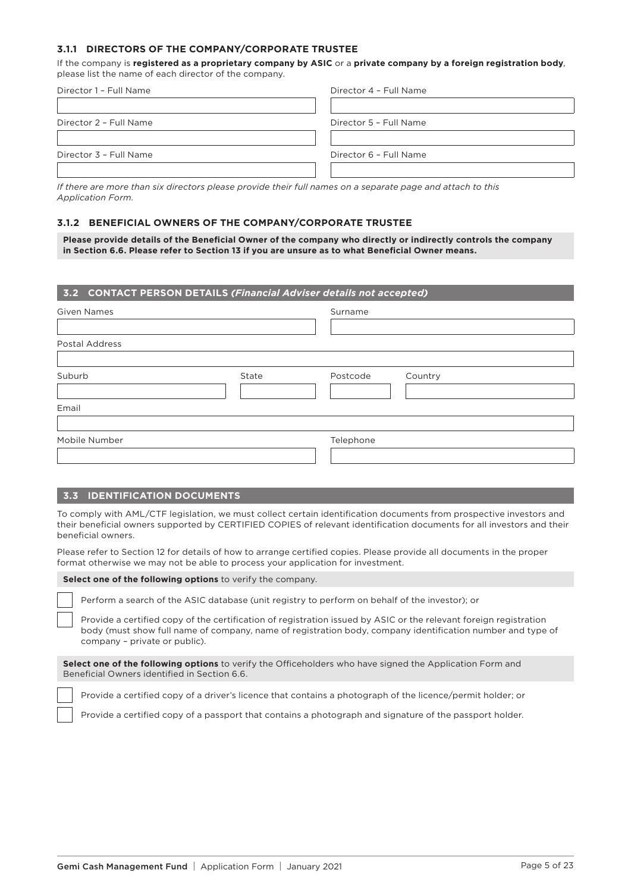### 3.1.1 DIRECTORS OF THE COMPANY/CORPORATE TRUSTEE

If the company is **registered as a proprietary company by ASIC** or a **private company by a foreign registration body**, please list the name of each director of the company.

| Director 1 – Full Name | Director 4 – Full Name |
|---|---|
| | |
| **Director 2 – Full Name** | **Director 5 – Full Name** |
| | |
| **Director 3 – Full Name** | **Director 6 – Full Name** |
| | |

*If there are more than six directors please provide their full names on a separate page and attach to this Application Form.*

### 3.1.2 BENEFICIAL OWNERS OF THE COMPANY/CORPORATE TRUSTEE

**Please provide details of the Beneficial Owner of the company who directly or indirectly controls the company in Section 6.6. Please refer to Section 13 if you are unsure as to what Beneficial Owner means.**

## 3.2 CONTACT PERSON DETAILS *(Financial Adviser details not accepted)*

Given Names

Surname

Postal Address

Suburb

State

Postcode

Country

Email

Mobile Number

Telephone

## 3.3 IDENTIFICATION DOCUMENTS

To comply with AML/CTF legislation, we must collect certain identification documents from prospective investors and their beneficial owners supported by CERTIFIED COPIES of relevant identification documents for all investors and their beneficial owners.

Please refer to Section 12 for details of how to arrange certified copies. Please provide all documents in the proper format otherwise we may not be able to process your application for investment.

**Select one of the following options** to verify the company.

- ☐ Perform a search of the ASIC database (unit registry to perform on behalf of the investor); or
- ☐ Provide a certified copy of the certification of registration issued by ASIC or the relevant foreign registration body (must show full name of company, name of registration body, company identification number and type of company – private or public).

**Select one of the following options** to verify the Officeholders who have signed the Application Form and Beneficial Owners identified in Section 6.6.

- ☐ Provide a certified copy of a driver's licence that contains a photograph of the licence/permit holder; or
- ☐ Provide a certified copy of a passport that contains a photograph and signature of the passport holder.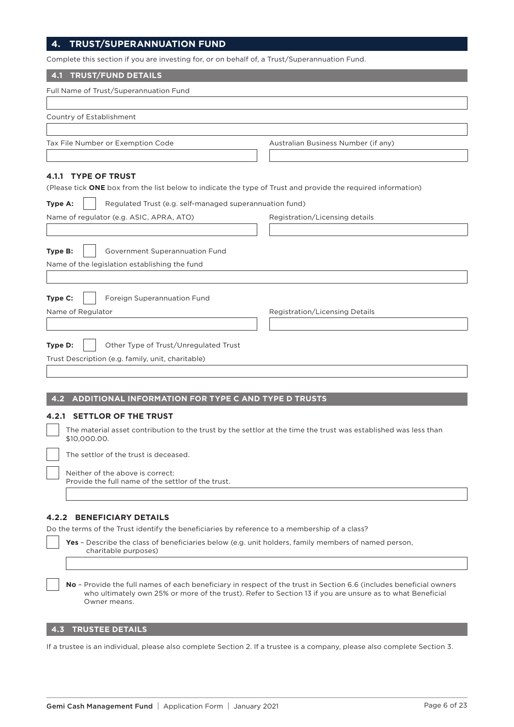## 4. TRUST/SUPERANNUATION FUND

Complete this section if you are investing for, or on behalf of, a Trust/Superannuation Fund.

### 4.1 TRUST/FUND DETAILS

Full Name of Trust/Superannuation Fund

Country of Establishment

Tax File Number or Exemption Code

Australian Business Number (if any)

#### 4.1.1 TYPE OF TRUST

(Please tick **ONE** box from the list below to indicate the type of Trust and provide the required information)

**Type A:** ☐ Regulated Trust (e.g. self-managed superannuation fund)

Name of regulator (e.g. ASIC, APRA, ATO)

Registration/Licensing details

**Type B:** ☐ Government Superannuation Fund

Name of the legislation establishing the fund

**Type C:** ☐ Foreign Superannuation Fund

Name of Regulator

Registration/Licensing Details

**Type D:** ☐ Other Type of Trust/Unregulated Trust

Trust Description (e.g. family, unit, charitable)

### 4.2 ADDITIONAL INFORMATION FOR TYPE C AND TYPE D TRUSTS

#### 4.2.1 SETTLOR OF THE TRUST

☐ The material asset contribution to the trust by the settlor at the time the trust was established was less than $10,000.00.

☐ The settlor of the trust is deceased.

☐ Neither of the above is correct:
Provide the full name of the settlor of the trust.

#### 4.2.2 BENEFICIARY DETAILS

Do the terms of the Trust identify the beneficiaries by reference to a membership of a class?

☐ **Yes** – Describe the class of beneficiaries below (e.g. unit holders, family members of named person, charitable purposes)

☐ **No** – Provide the full names of each beneficiary in respect of the trust in Section 6.6 (includes beneficial owners who ultimately own 25% or more of the trust). Refer to Section 13 if you are unsure as to what Beneficial Owner means.

### 4.3 TRUSTEE DETAILS

If a trustee is an individual, please also complete Section 2. If a trustee is a company, please also complete Section 3.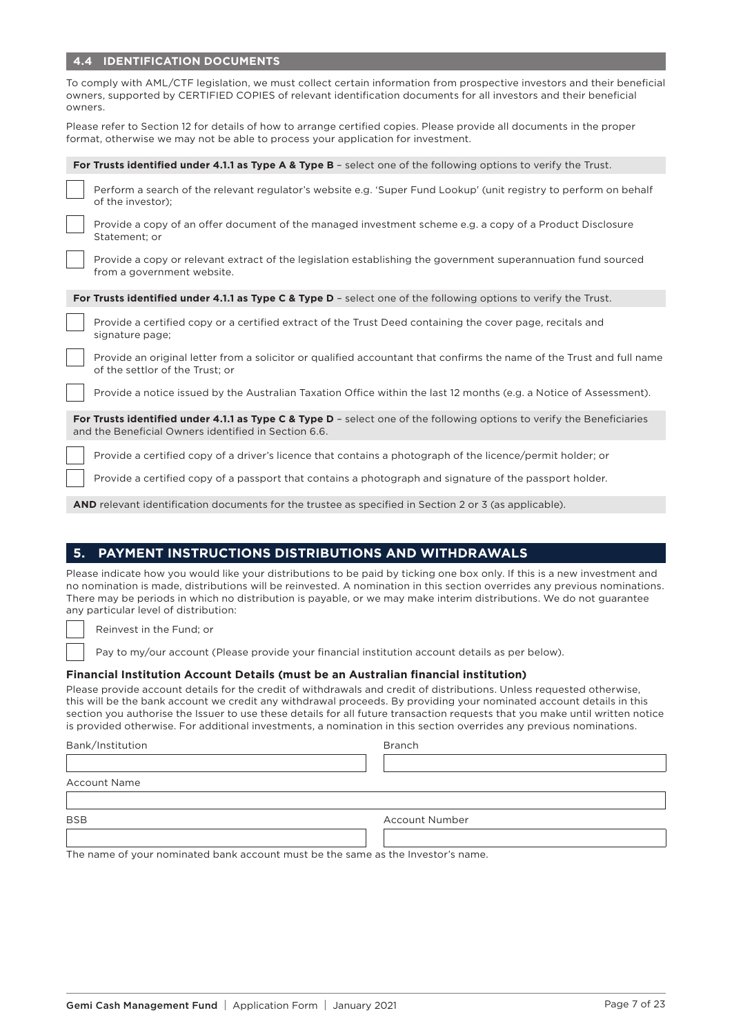## 4.4 IDENTIFICATION DOCUMENTS

To comply with AML/CTF legislation, we must collect certain information from prospective investors and their beneficial owners, supported by CERTIFIED COPIES of relevant identification documents for all investors and their beneficial owners.

Please refer to Section 12 for details of how to arrange certified copies. Please provide all documents in the proper format, otherwise we may not be able to process your application for investment.

**For Trusts identified under 4.1.1 as Type A & Type B** – select one of the following options to verify the Trust.

- [ ] Perform a search of the relevant regulator's website e.g. 'Super Fund Lookup' (unit registry to perform on behalf of the investor);
- [ ] Provide a copy of an offer document of the managed investment scheme e.g. a copy of a Product Disclosure Statement; or
- [ ] Provide a copy or relevant extract of the legislation establishing the government superannuation fund sourced from a government website.

**For Trusts identified under 4.1.1 as Type C & Type D** – select one of the following options to verify the Trust.

- [ ] Provide a certified copy or a certified extract of the Trust Deed containing the cover page, recitals and signature page;
- [ ] Provide an original letter from a solicitor or qualified accountant that confirms the name of the Trust and full name of the settlor of the Trust; or
- [ ] Provide a notice issued by the Australian Taxation Office within the last 12 months (e.g. a Notice of Assessment).

**For Trusts identified under 4.1.1 as Type C & Type D** – select one of the following options to verify the Beneficiaries and the Beneficial Owners identified in Section 6.6.

- [ ] Provide a certified copy of a driver's licence that contains a photograph of the licence/permit holder; or
- [ ] Provide a certified copy of a passport that contains a photograph and signature of the passport holder.

**AND** relevant identification documents for the trustee as specified in Section 2 or 3 (as applicable).

## 5. PAYMENT INSTRUCTIONS DISTRIBUTIONS AND WITHDRAWALS

Please indicate how you would like your distributions to be paid by ticking one box only. If this is a new investment and no nomination is made, distributions will be reinvested. A nomination in this section overrides any previous nominations. There may be periods in which no distribution is payable, or we may make interim distributions. We do not guarantee any particular level of distribution:

- [ ] Reinvest in the Fund; or
- [ ] Pay to my/our account (Please provide your financial institution account details as per below).

### Financial Institution Account Details (must be an Australian financial institution)

Please provide account details for the credit of withdrawals and credit of distributions. Unless requested otherwise, this will be the bank account we credit any withdrawal proceeds. By providing your nominated account details in this section you authorise the Issuer to use these details for all future transaction requests that you make until written notice is provided otherwise. For additional investments, a nomination in this section overrides any previous nominations.

| Bank/Institution | Branch |
|---|---|
| | |

| Account Name |
|---|
| |

| BSB | Account Number |
|---|---|
| | |

The name of your nominated bank account must be the same as the Investor's name.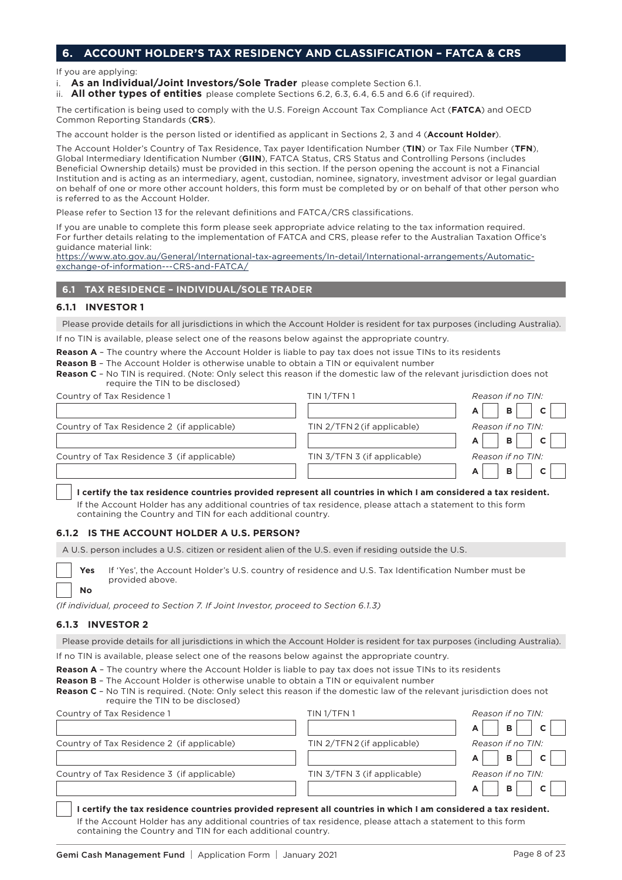## 6. ACCOUNT HOLDER'S TAX RESIDENCY AND CLASSIFICATION – FATCA & CRS

If you are applying:

i. **As an Individual/Joint Investors/Sole Trader** please complete Section 6.1.
ii. **All other types of entities** please complete Sections 6.2, 6.3, 6.4, 6.5 and 6.6 (if required).

The certification is being used to comply with the U.S. Foreign Account Tax Compliance Act (**FATCA**) and OECD Common Reporting Standards (**CRS**).

The account holder is the person listed or identified as applicant in Sections 2, 3 and 4 (**Account Holder**).

The Account Holder's Country of Tax Residence, Tax payer Identification Number (**TIN**) or Tax File Number (**TFN**), Global Intermediary Identification Number (**GIIN**), FATCA Status, CRS Status and Controlling Persons (includes Beneficial Ownership details) must be provided in this section. If the person opening the account is not a Financial Institution and is acting as an intermediary, agent, custodian, nominee, signatory, investment advisor or legal guardian on behalf of one or more other account holders, this form must be completed by or on behalf of that other person who is referred to as the Account Holder.

Please refer to Section 13 for the relevant definitions and FATCA/CRS classifications.

If you are unable to complete this form please seek appropriate advice relating to the tax information required. For further details relating to the implementation of FATCA and CRS, please refer to the Australian Taxation Office's guidance material link:
https://www.ato.gov.au/General/International-tax-agreements/In-detail/International-arrangements/Automatic-exchange-of-information---CRS-and-FATCA/

### 6.1 TAX RESIDENCE – INDIVIDUAL/SOLE TRADER

#### 6.1.1 INVESTOR 1

Please provide details for all jurisdictions in which the Account Holder is resident for tax purposes (including Australia).

If no TIN is available, please select one of the reasons below against the appropriate country.

**Reason A** – The country where the Account Holder is liable to pay tax does not issue TINs to its residents
**Reason B** – The Account Holder is otherwise unable to obtain a TIN or equivalent number
**Reason C** – No TIN is required. (Note: Only select this reason if the domestic law of the relevant jurisdiction does not require the TIN to be disclosed)

| Country of Tax Residence | TIN/TFN | *Reason if no TIN:* |
|---|---|---|
| Country of Tax Residence 1 | TIN 1/TFN 1 | A ☐ B ☐ C ☐ |
| Country of Tax Residence 2 (if applicable) | TIN 2/TFN 2 (if applicable) | A ☐ B ☐ C ☐ |
| Country of Tax Residence 3 (if applicable) | TIN 3/TFN 3 (if applicable) | A ☐ B ☐ C ☐ |

☐ **I certify the tax residence countries provided represent all countries in which I am considered a tax resident.**
If the Account Holder has any additional countries of tax residence, please attach a statement to this form containing the Country and TIN for each additional country.

#### 6.1.2 IS THE ACCOUNT HOLDER A U.S. PERSON?

A U.S. person includes a U.S. citizen or resident alien of the U.S. even if residing outside the U.S.

☐ **Yes** If 'Yes', the Account Holder's U.S. country of residence and U.S. Tax Identification Number must be provided above.

☐ **No**

*(If individual, proceed to Section 7. If Joint Investor, proceed to Section 6.1.3)*

#### 6.1.3 INVESTOR 2

Please provide details for all jurisdictions in which the Account Holder is resident for tax purposes (including Australia).

If no TIN is available, please select one of the reasons below against the appropriate country.

**Reason A** – The country where the Account Holder is liable to pay tax does not issue TINs to its residents
**Reason B** – The Account Holder is otherwise unable to obtain a TIN or equivalent number
**Reason C** – No TIN is required. (Note: Only select this reason if the domestic law of the relevant jurisdiction does not require the TIN to be disclosed)

| Country of Tax Residence | TIN/TFN | *Reason if no TIN:* |
|---|---|---|
| Country of Tax Residence 1 | TIN 1/TFN 1 | A ☐ B ☐ C ☐ |
| Country of Tax Residence 2 (if applicable) | TIN 2/TFN 2 (if applicable) | A ☐ B ☐ C ☐ |
| Country of Tax Residence 3 (if applicable) | TIN 3/TFN 3 (if applicable) | A ☐ B ☐ C ☐ |

☐ **I certify the tax residence countries provided represent all countries in which I am considered a tax resident.**
If the Account Holder has any additional countries of tax residence, please attach a statement to this form containing the Country and TIN for each additional country.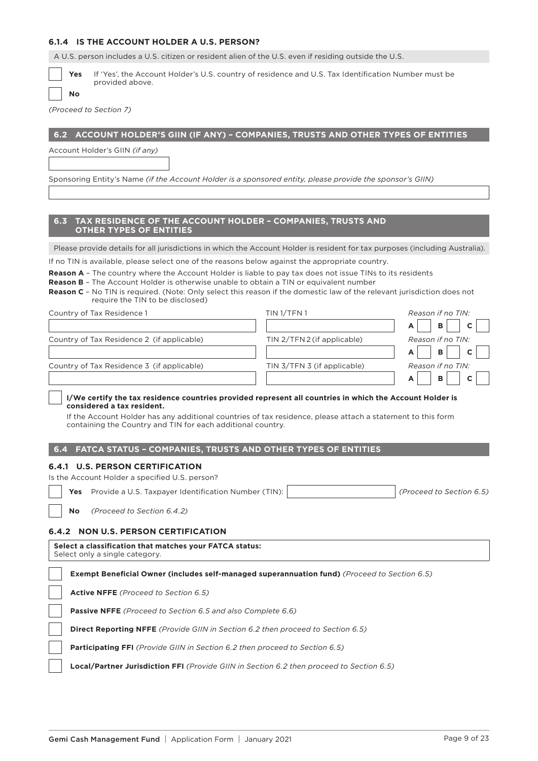### 6.1.4 IS THE ACCOUNT HOLDER A U.S. PERSON?

A U.S. person includes a U.S. citizen or resident alien of the U.S. even if residing outside the U.S.

☐ **Yes** If 'Yes', the Account Holder's U.S. country of residence and U.S. Tax Identification Number must be provided above.

☐ **No**

*(Proceed to Section 7)*

## 6.2 ACCOUNT HOLDER'S GIIN (IF ANY) – COMPANIES, TRUSTS AND OTHER TYPES OF ENTITIES

Account Holder's GIIN *(if any)*

Sponsoring Entity's Name *(if the Account Holder is a sponsored entity, please provide the sponsor's GIIN)*

## 6.3 TAX RESIDENCE OF THE ACCOUNT HOLDER – COMPANIES, TRUSTS AND OTHER TYPES OF ENTITIES

Please provide details for all jurisdictions in which the Account Holder is resident for tax purposes (including Australia).

If no TIN is available, please select one of the reasons below against the appropriate country.

**Reason A** – The country where the Account Holder is liable to pay tax does not issue TINs to its residents
**Reason B** – The Account Holder is otherwise unable to obtain a TIN or equivalent number
**Reason C** – No TIN is required. (Note: Only select this reason if the domestic law of the relevant jurisdiction does not require the TIN to be disclosed)

| Country of Tax Residence | TIN/TFN | Reason if no TIN |
|---|---|---|
| Country of Tax Residence 1 | TIN 1/TFN 1 | A ☐ B ☐ C ☐ |
| Country of Tax Residence 2 (if applicable) | TIN 2/TFN 2 (if applicable) | A ☐ B ☐ C ☐ |
| Country of Tax Residence 3 (if applicable) | TIN 3/TFN 3 (if applicable) | A ☐ B ☐ C ☐ |

☐ **I/We certify the tax residence countries provided represent all countries in which the Account Holder is considered a tax resident.**

If the Account Holder has any additional countries of tax residence, please attach a statement to this form containing the Country and TIN for each additional country.

## 6.4 FATCA STATUS – COMPANIES, TRUSTS AND OTHER TYPES OF ENTITIES

### 6.4.1 U.S. PERSON CERTIFICATION

Is the Account Holder a specified U.S. person?

☐ **Yes** Provide a U.S. Taxpayer Identification Number (TIN): ____________ *(Proceed to Section 6.5)*

☐ **No** *(Proceed to Section 6.4.2)*

### 6.4.2 NON U.S. PERSON CERTIFICATION

**Select a classification that matches your FATCA status:**
Select only a single category.

☐ **Exempt Beneficial Owner (includes self-managed superannuation fund)** *(Proceed to Section 6.5)*

☐ **Active NFFE** *(Proceed to Section 6.5)*

☐ **Passive NFFE** *(Proceed to Section 6.5 and also Complete 6.6)*

☐ **Direct Reporting NFFE** *(Provide GIIN in Section 6.2 then proceed to Section 6.5)*

☐ **Participating FFI** *(Provide GIIN in Section 6.2 then proceed to Section 6.5)*

☐ **Local/Partner Jurisdiction FFI** *(Provide GIIN in Section 6.2 then proceed to Section 6.5)*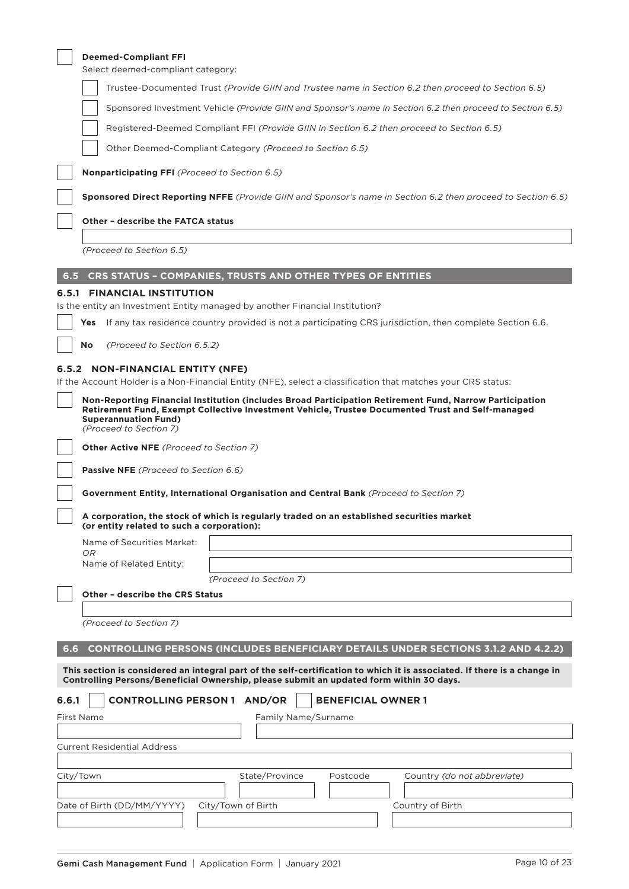☐ **Deemed-Compliant FFI**

Select deemed-compliant category:

- ☐ Trustee-Documented Trust *(Provide GIIN and Trustee name in Section 6.2 then proceed to Section 6.5)*
- ☐ Sponsored Investment Vehicle *(Provide GIIN and Sponsor's name in Section 6.2 then proceed to Section 6.5)*
- ☐ Registered-Deemed Compliant FFI *(Provide GIIN in Section 6.2 then proceed to Section 6.5)*
- ☐ Other Deemed-Compliant Category *(Proceed to Section 6.5)*

☐ **Nonparticipating FFI** *(Proceed to Section 6.5)*

☐ **Sponsored Direct Reporting NFFE** *(Provide GIIN and Sponsor's name in Section 6.2 then proceed to Section 6.5)*

☐ **Other – describe the FATCA status**

______________________________

*(Proceed to Section 6.5)*

## 6.5 CRS STATUS – COMPANIES, TRUSTS AND OTHER TYPES OF ENTITIES

### 6.5.1 FINANCIAL INSTITUTION

Is the entity an Investment Entity managed by another Financial Institution?

☐ **Yes** If any tax residence country provided is not a participating CRS jurisdiction, then complete Section 6.6.

☐ **No** *(Proceed to Section 6.5.2)*

### 6.5.2 NON-FINANCIAL ENTITY (NFE)

If the Account Holder is a Non-Financial Entity (NFE), select a classification that matches your CRS status:

☐ **Non-Reporting Financial Institution (includes Broad Participation Retirement Fund, Narrow Participation Retirement Fund, Exempt Collective Investment Vehicle, Trustee Documented Trust and Self-managed Superannuation Fund)**
*(Proceed to Section 7)*

☐ **Other Active NFE** *(Proceed to Section 7)*

☐ **Passive NFE** *(Proceed to Section 6.6)*

☐ **Government Entity, International Organisation and Central Bank** *(Proceed to Section 7)*

☐ **A corporation, the stock of which is regularly traded on an established securities market (or entity related to such a corporation):**

Name of Securities Market: ______________________________

*OR*

Name of Related Entity: ______________________________

*(Proceed to Section 7)*

☐ **Other – describe the CRS Status**

______________________________

*(Proceed to Section 7)*

## 6.6 CONTROLLING PERSONS (INCLUDES BENEFICIARY DETAILS UNDER SECTIONS 3.1.2 AND 4.2.2)

**This section is considered an integral part of the self-certification to which it is associated. If there is a change in Controlling Persons/Beneficial Ownership, please submit an updated form within 30 days.**

### 6.6.1 ☐ CONTROLLING PERSON 1 AND/OR ☐ BENEFICIAL OWNER 1

| First Name | Family Name/Surname |
|---|---|
| | |

| Current Residential Address |
|---|
| |

| City/Town | State/Province | Postcode | Country *(do not abbreviate)* |
|---|---|---|---|
| | | | |

| Date of Birth (DD/MM/YYYY) | City/Town of Birth | Country of Birth |
|---|---|---|
| | | |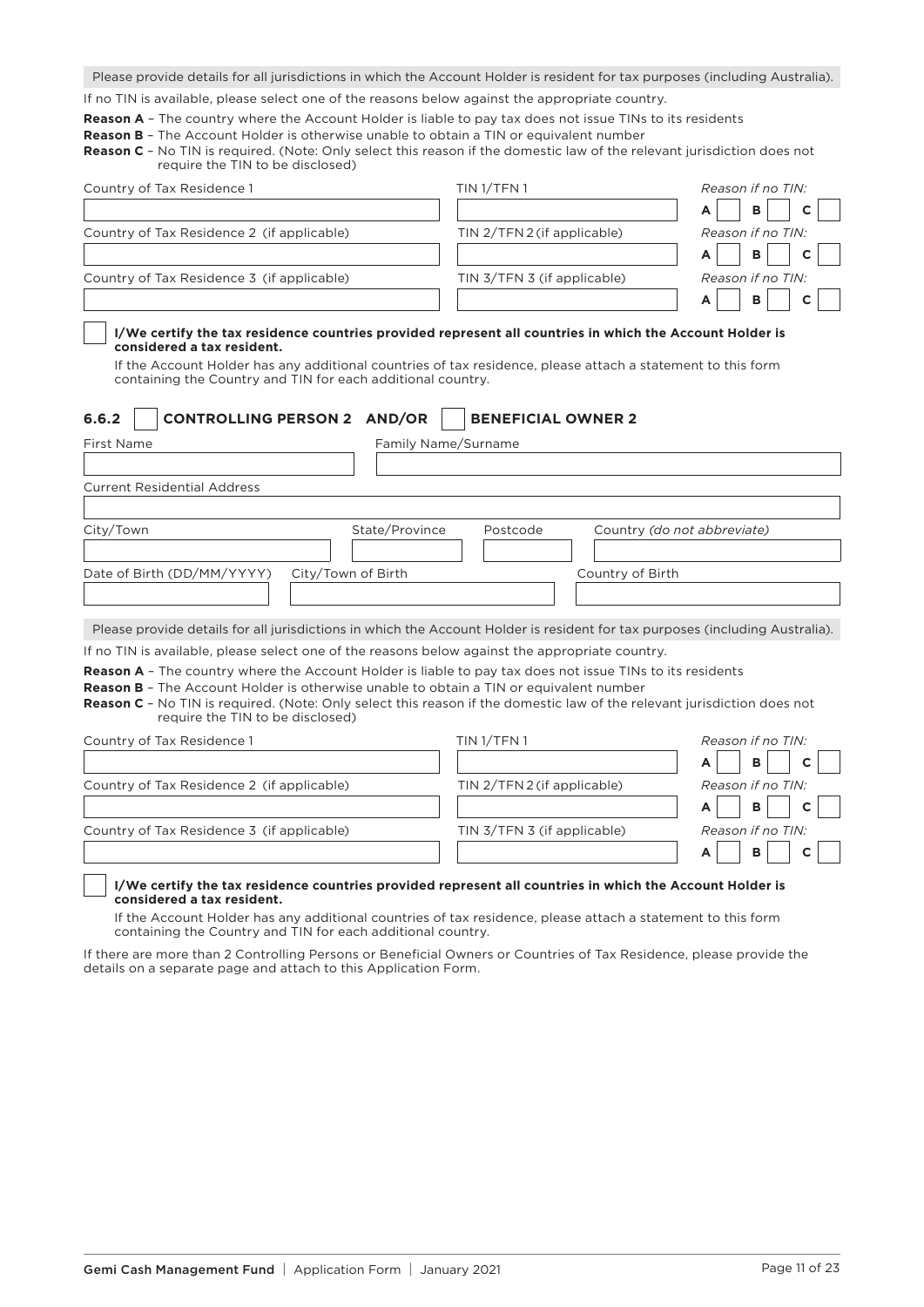Please provide details for all jurisdictions in which the Account Holder is resident for tax purposes (including Australia).

If no TIN is available, please select one of the reasons below against the appropriate country.

**Reason A** – The country where the Account Holder is liable to pay tax does not issue TINs to its residents

**Reason B** – The Account Holder is otherwise unable to obtain a TIN or equivalent number

**Reason C** – No TIN is required. (Note: Only select this reason if the domestic law of the relevant jurisdiction does not require the TIN to be disclosed)

| Country of Tax Residence 1 | TIN 1/TFN 1 | *Reason if no TIN:* A ☐ B ☐ C ☐ |
|---|---|---|
| Country of Tax Residence 2 (if applicable) | TIN 2/TFN 2 (if applicable) | *Reason if no TIN:* A ☐ B ☐ C ☐ |
| Country of Tax Residence 3 (if applicable) | TIN 3/TFN 3 (if applicable) | *Reason if no TIN:* A ☐ B ☐ C ☐ |

☐ **I/We certify the tax residence countries provided represent all countries in which the Account Holder is considered a tax resident.**

If the Account Holder has any additional countries of tax residence, please attach a statement to this form containing the Country and TIN for each additional country.

### 6.6.2 ☐ CONTROLLING PERSON 2 AND/OR ☐ BENEFICIAL OWNER 2

First Name

Family Name/Surname

Current Residential Address

City/Town

State/Province

Postcode

Country *(do not abbreviate)*

Date of Birth (DD/MM/YYYY)

City/Town of Birth

Country of Birth

Please provide details for all jurisdictions in which the Account Holder is resident for tax purposes (including Australia).

If no TIN is available, please select one of the reasons below against the appropriate country.

**Reason A** – The country where the Account Holder is liable to pay tax does not issue TINs to its residents

**Reason B** – The Account Holder is otherwise unable to obtain a TIN or equivalent number

**Reason C** – No TIN is required. (Note: Only select this reason if the domestic law of the relevant jurisdiction does not require the TIN to be disclosed)

| Country of Tax Residence 1 | TIN 1/TFN 1 | *Reason if no TIN:* A ☐ B ☐ C ☐ |
|---|---|---|
| Country of Tax Residence 2 (if applicable) | TIN 2/TFN 2 (if applicable) | *Reason if no TIN:* A ☐ B ☐ C ☐ |
| Country of Tax Residence 3 (if applicable) | TIN 3/TFN 3 (if applicable) | *Reason if no TIN:* A ☐ B ☐ C ☐ |

☐ **I/We certify the tax residence countries provided represent all countries in which the Account Holder is considered a tax resident.**

If the Account Holder has any additional countries of tax residence, please attach a statement to this form containing the Country and TIN for each additional country.

If there are more than 2 Controlling Persons or Beneficial Owners or Countries of Tax Residence, please provide the details on a separate page and attach to this Application Form.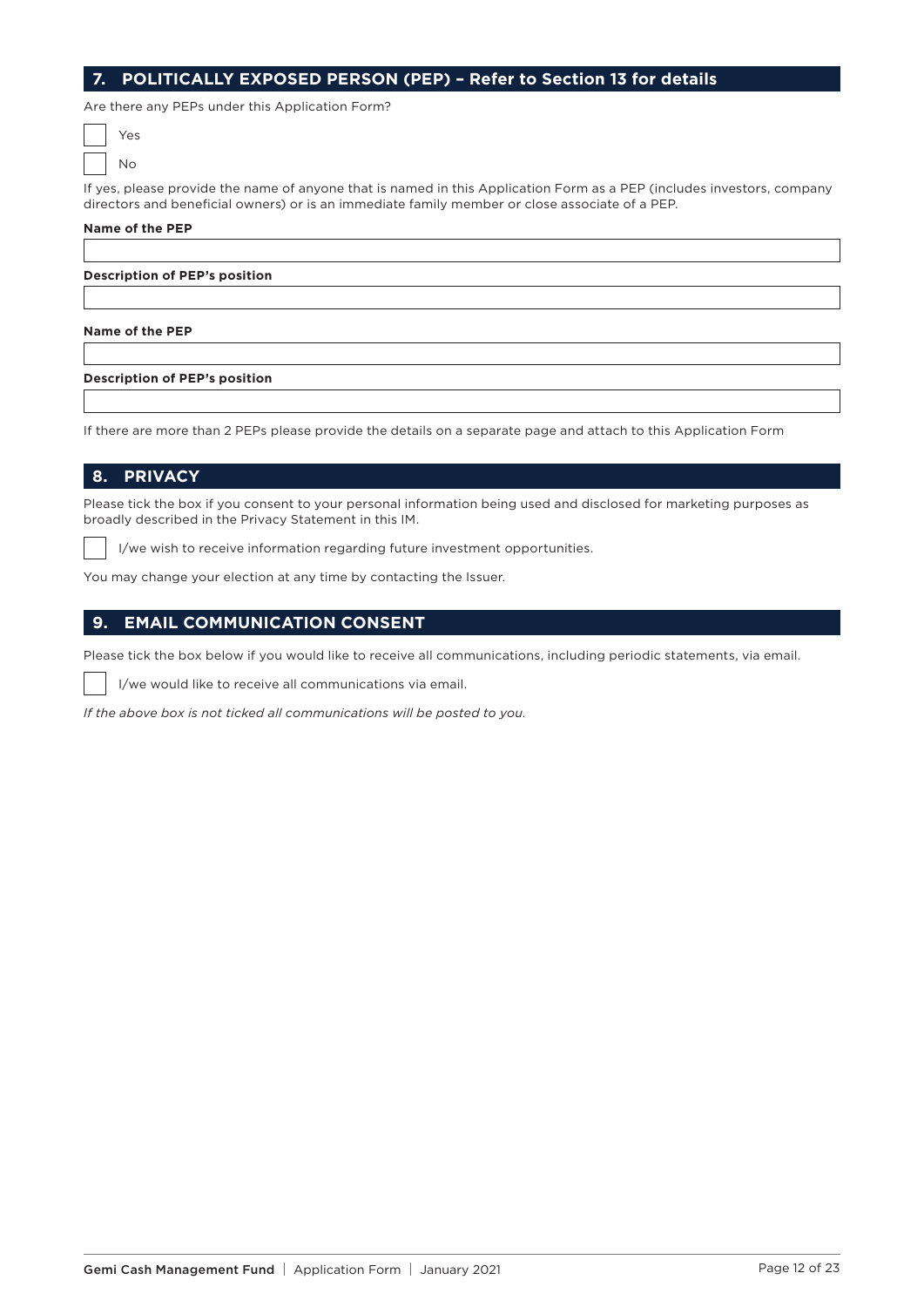## 7. POLITICALLY EXPOSED PERSON (PEP) – Refer to Section 13 for details

Are there any PEPs under this Application Form?

☐ Yes

☐ No

If yes, please provide the name of anyone that is named in this Application Form as a PEP (includes investors, company directors and beneficial owners) or is an immediate family member or close associate of a PEP.

**Name of the PEP**

\_\_\_\_\_\_\_\_\_\_\_\_\_\_\_\_\_\_\_\_\_\_\_\_\_\_\_\_\_\_\_\_\_\_\_\_\_\_\_\_

**Description of PEP's position**

\_\_\_\_\_\_\_\_\_\_\_\_\_\_\_\_\_\_\_\_\_\_\_\_\_\_\_\_\_\_\_\_\_\_\_\_\_\_\_\_

**Name of the PEP**

\_\_\_\_\_\_\_\_\_\_\_\_\_\_\_\_\_\_\_\_\_\_\_\_\_\_\_\_\_\_\_\_\_\_\_\_\_\_\_\_

**Description of PEP's position**

\_\_\_\_\_\_\_\_\_\_\_\_\_\_\_\_\_\_\_\_\_\_\_\_\_\_\_\_\_\_\_\_\_\_\_\_\_\_\_\_

If there are more than 2 PEPs please provide the details on a separate page and attach to this Application Form

## 8. PRIVACY

Please tick the box if you consent to your personal information being used and disclosed for marketing purposes as broadly described in the Privacy Statement in this IM.

☐ I/we wish to receive information regarding future investment opportunities.

You may change your election at any time by contacting the Issuer.

## 9. EMAIL COMMUNICATION CONSENT

Please tick the box below if you would like to receive all communications, including periodic statements, via email.

☐ I/we would like to receive all communications via email.

*If the above box is not ticked all communications will be posted to you.*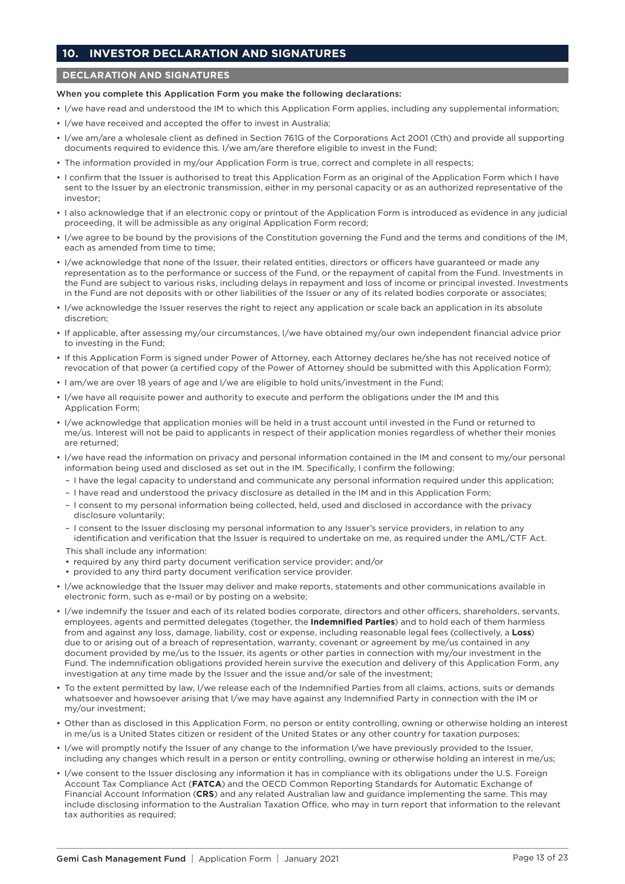## 10. INVESTOR DECLARATION AND SIGNATURES

### DECLARATION AND SIGNATURES

When you complete this Application Form you make the following declarations:

- I/we have read and understood the IM to which this Application Form applies, including any supplemental information;
- I/we have received and accepted the offer to invest in Australia;
- I/we am/are a wholesale client as defined in Section 761G of the Corporations Act 2001 (Cth) and provide all supporting documents required to evidence this. I/we am/are therefore eligible to invest in the Fund;
- The information provided in my/our Application Form is true, correct and complete in all respects;
- I confirm that the Issuer is authorised to treat this Application Form as an original of the Application Form which I have sent to the Issuer by an electronic transmission, either in my personal capacity or as an authorized representative of the investor;
- I also acknowledge that if an electronic copy or printout of the Application Form is introduced as evidence in any judicial proceeding, it will be admissible as any original Application Form record;
- I/we agree to be bound by the provisions of the Constitution governing the Fund and the terms and conditions of the IM, each as amended from time to time;
- I/we acknowledge that none of the Issuer, their related entities, directors or officers have guaranteed or made any representation as to the performance or success of the Fund, or the repayment of capital from the Fund. Investments in the Fund are subject to various risks, including delays in repayment and loss of income or principal invested. Investments in the Fund are not deposits with or other liabilities of the Issuer or any of its related bodies corporate or associates;
- I/we acknowledge the Issuer reserves the right to reject any application or scale back an application in its absolute discretion;
- If applicable, after assessing my/our circumstances, I/we have obtained my/our own independent financial advice prior to investing in the Fund;
- If this Application Form is signed under Power of Attorney, each Attorney declares he/she has not received notice of revocation of that power (a certified copy of the Power of Attorney should be submitted with this Application Form);
- I am/we are over 18 years of age and I/we are eligible to hold units/investment in the Fund;
- I/we have all requisite power and authority to execute and perform the obligations under the IM and this Application Form;
- I/we acknowledge that application monies will be held in a trust account until invested in the Fund or returned to me/us. Interest will not be paid to applicants in respect of their application monies regardless of whether their monies are returned;
- I/we have read the information on privacy and personal information contained in the IM and consent to my/our personal information being used and disclosed as set out in the IM. Specifically, I confirm the following:
  - I have the legal capacity to understand and communicate any personal information required under this application;
  - I have read and understood the privacy disclosure as detailed in the IM and in this Application Form;
  - I consent to my personal information being collected, held, used and disclosed in accordance with the privacy disclosure voluntarily;
  - I consent to the Issuer disclosing my personal information to any Issuer's service providers, in relation to any identification and verification that the Issuer is required to undertake on me, as required under the AML/CTF Act.

  This shall include any information:
  - required by any third party document verification service provider; and/or
  - provided to any third party document verification service provider.
- I/we acknowledge that the Issuer may deliver and make reports, statements and other communications available in electronic form, such as e-mail or by posting on a website;
- I/we indemnify the Issuer and each of its related bodies corporate, directors and other officers, shareholders, servants, employees, agents and permitted delegates (together, the **Indemnified Parties**) and to hold each of them harmless from and against any loss, damage, liability, cost or expense, including reasonable legal fees (collectively, a **Loss**) due to or arising out of a breach of representation, warranty, covenant or agreement by me/us contained in any document provided by me/us to the Issuer, its agents or other parties in connection with my/our investment in the Fund. The indemnification obligations provided herein survive the execution and delivery of this Application Form, any investigation at any time made by the Issuer and the issue and/or sale of the investment;
- To the extent permitted by law, I/we release each of the Indemnified Parties from all claims, actions, suits or demands whatsoever and howsoever arising that I/we may have against any Indemnified Party in connection with the IM or my/our investment;
- Other than as disclosed in this Application Form, no person or entity controlling, owning or otherwise holding an interest in me/us is a United States citizen or resident of the United States or any other country for taxation purposes;
- I/we will promptly notify the Issuer of any change to the information I/we have previously provided to the Issuer, including any changes which result in a person or entity controlling, owning or otherwise holding an interest in me/us;
- I/we consent to the Issuer disclosing any information it has in compliance with its obligations under the U.S. Foreign Account Tax Compliance Act (**FATCA**) and the OECD Common Reporting Standards for Automatic Exchange of Financial Account Information (**CRS**) and any related Australian law and guidance implementing the same. This may include disclosing information to the Australian Taxation Office, who may in turn report that information to the relevant tax authorities as required;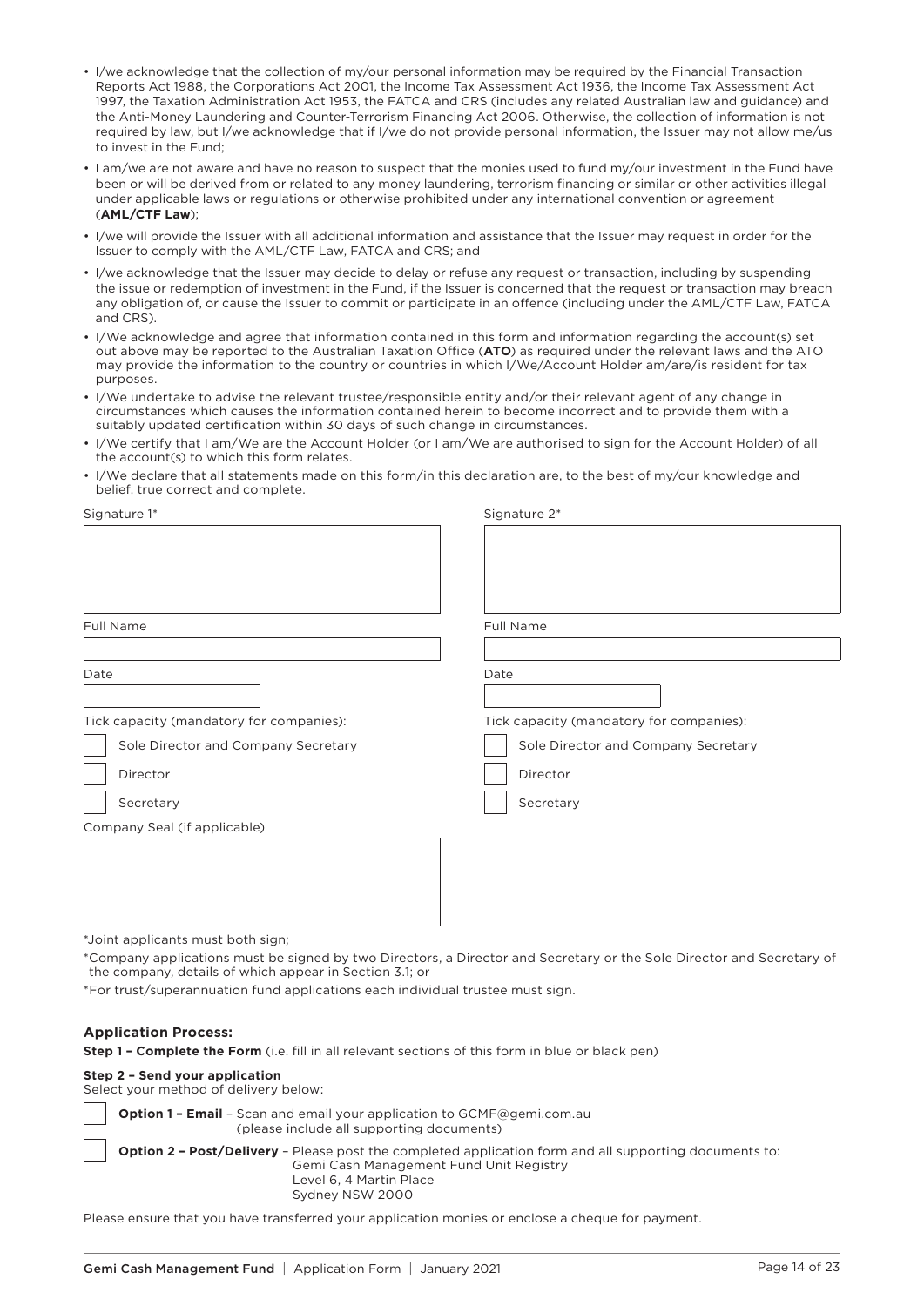- I/we acknowledge that the collection of my/our personal information may be required by the Financial Transaction Reports Act 1988, the Corporations Act 2001, the Income Tax Assessment Act 1936, the Income Tax Assessment Act 1997, the Taxation Administration Act 1953, the FATCA and CRS (includes any related Australian law and guidance) and the Anti-Money Laundering and Counter-Terrorism Financing Act 2006. Otherwise, the collection of information is not required by law, but I/we acknowledge that if I/we do not provide personal information, the Issuer may not allow me/us to invest in the Fund;
- I am/we are not aware and have no reason to suspect that the monies used to fund my/our investment in the Fund have been or will be derived from or related to any money laundering, terrorism financing or similar or other activities illegal under applicable laws or regulations or otherwise prohibited under any international convention or agreement (**AML/CTF Law**);
- I/we will provide the Issuer with all additional information and assistance that the Issuer may request in order for the Issuer to comply with the AML/CTF Law, FATCA and CRS; and
- I/we acknowledge that the Issuer may decide to delay or refuse any request or transaction, including by suspending the issue or redemption of investment in the Fund, if the Issuer is concerned that the request or transaction may breach any obligation of, or cause the Issuer to commit or participate in an offence (including under the AML/CTF Law, FATCA and CRS).
- I/We acknowledge and agree that information contained in this form and information regarding the account(s) set out above may be reported to the Australian Taxation Office (**ATO**) as required under the relevant laws and the ATO may provide the information to the country or countries in which I/We/Account Holder am/are/is resident for tax purposes.
- I/We undertake to advise the relevant trustee/responsible entity and/or their relevant agent of any change in circumstances which causes the information contained herein to become incorrect and to provide them with a suitably updated certification within 30 days of such change in circumstances.
- I/We certify that I am/We are the Account Holder (or I am/We are authorised to sign for the Account Holder) of all the account(s) to which this form relates.
- I/We declare that all statements made on this form/in this declaration are, to the best of my/our knowledge and belief, true correct and complete.

Signature 1*

Full Name

Date

Tick capacity (mandatory for companies):

☐ Sole Director and Company Secretary

☐ Director

☐ Secretary

Company Seal (if applicable)

Signature 2*

Full Name

Date

Tick capacity (mandatory for companies):

☐ Sole Director and Company Secretary

☐ Director

☐ Secretary

*Joint applicants must both sign;

*Company applications must be signed by two Directors, a Director and Secretary or the Sole Director and Secretary of the company, details of which appear in Section 3.1; or

*For trust/superannuation fund applications each individual trustee must sign.

### Application Process:

**Step 1 – Complete the Form** (i.e. fill in all relevant sections of this form in blue or black pen)

**Step 2 – Send your application**
Select your method of delivery below:

☐ **Option 1 – Email** – Scan and email your application to GCMF@gemi.com.au (please include all supporting documents)

☐ **Option 2 – Post/Delivery** – Please post the completed application form and all supporting documents to:
Gemi Cash Management Fund Unit Registry
Level 6, 4 Martin Place
Sydney NSW 2000

Please ensure that you have transferred your application monies or enclose a cheque for payment.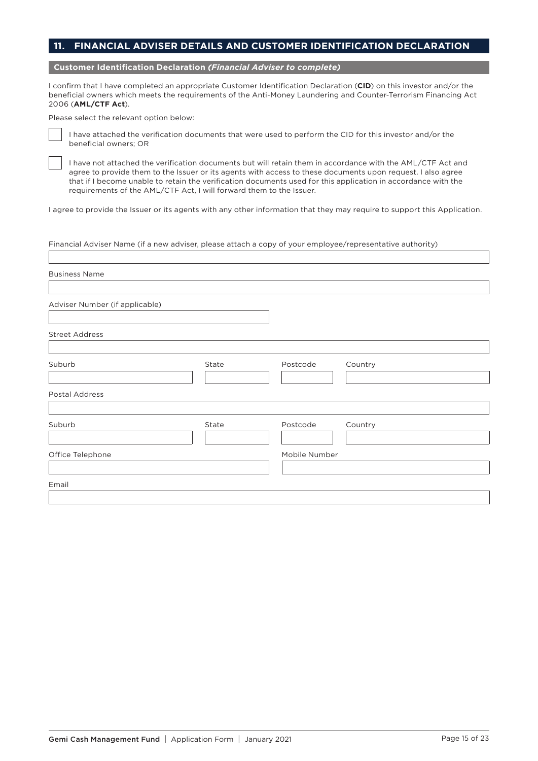## 11. FINANCIAL ADVISER DETAILS AND CUSTOMER IDENTIFICATION DECLARATION

### Customer Identification Declaration *(Financial Adviser to complete)*

I confirm that I have completed an appropriate Customer Identification Declaration (**CID**) on this investor and/or the beneficial owners which meets the requirements of the Anti-Money Laundering and Counter-Terrorism Financing Act 2006 (**AML/CTF Act**).

Please select the relevant option below:

☐ I have attached the verification documents that were used to perform the CID for this investor and/or the beneficial owners; OR

☐ I have not attached the verification documents but will retain them in accordance with the AML/CTF Act and agree to provide them to the Issuer or its agents with access to these documents upon request. I also agree that if I become unable to retain the verification documents used for this application in accordance with the requirements of the AML/CTF Act, I will forward them to the Issuer.

I agree to provide the Issuer or its agents with any other information that they may require to support this Application.

Financial Adviser Name (if a new adviser, please attach a copy of your employee/representative authority)

Business Name

Adviser Number (if applicable)

Street Address

| Suburb | State | Postcode | Country |
|---|---|---|---|
| | | | |

Postal Address

| Suburb | State | Postcode | Country |
|---|---|---|---|
| | | | |

| Office Telephone | Mobile Number |
|---|---|
| | |

Email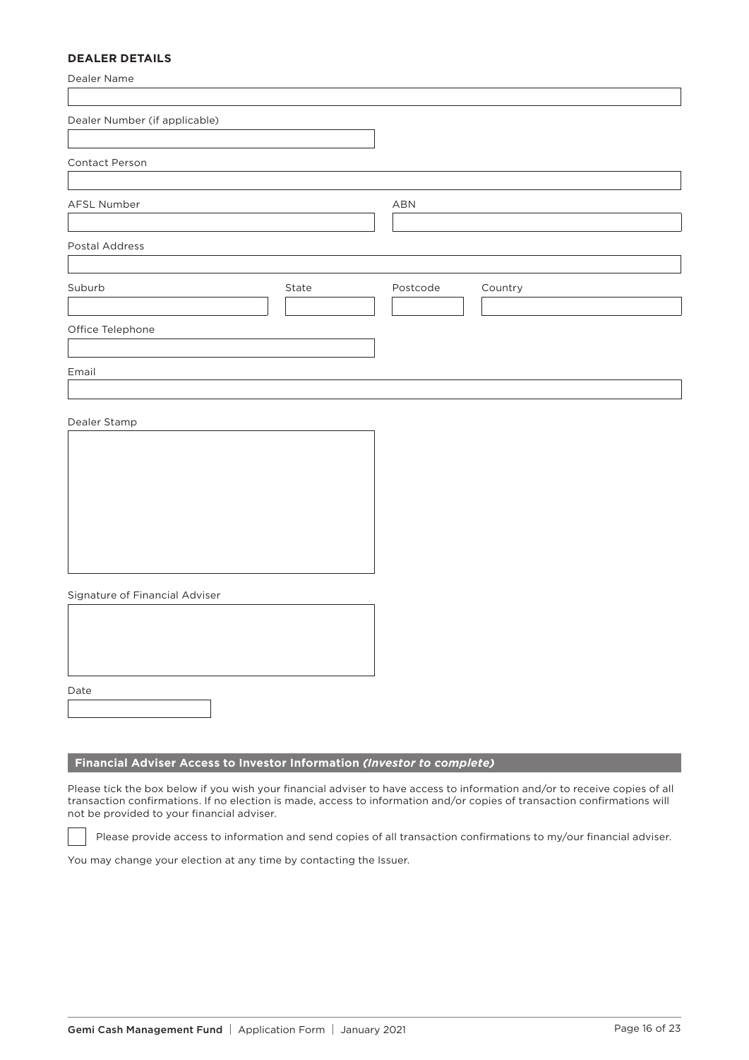**DEALER DETAILS**

Dealer Name

Dealer Number (if applicable)

Contact Person

AFSL Number

ABN

Postal Address

Suburb

State

Postcode

Country

Office Telephone

Email

Dealer Stamp

Signature of Financial Adviser

Date

## Financial Adviser Access to Investor Information *(Investor to complete)*

Please tick the box below if you wish your financial adviser to have access to information and/or to receive copies of all transaction confirmations. If no election is made, access to information and/or copies of transaction confirmations will not be provided to your financial adviser.

☐ Please provide access to information and send copies of all transaction confirmations to my/our financial adviser.

You may change your election at any time by contacting the Issuer.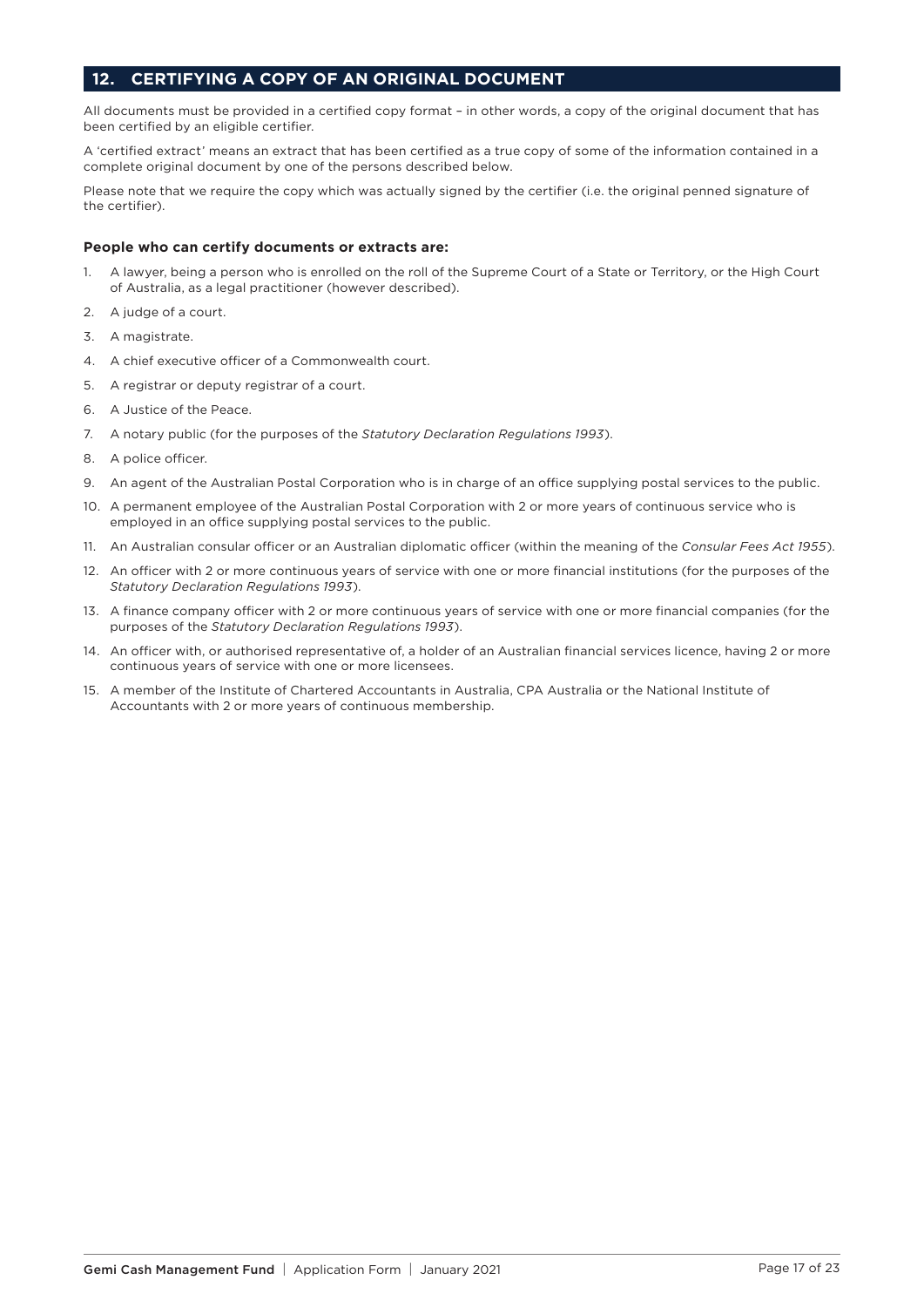## 12. CERTIFYING A COPY OF AN ORIGINAL DOCUMENT

All documents must be provided in a certified copy format – in other words, a copy of the original document that has been certified by an eligible certifier.

A 'certified extract' means an extract that has been certified as a true copy of some of the information contained in a complete original document by one of the persons described below.

Please note that we require the copy which was actually signed by the certifier (i.e. the original penned signature of the certifier).

**People who can certify documents or extracts are:**

1. A lawyer, being a person who is enrolled on the roll of the Supreme Court of a State or Territory, or the High Court of Australia, as a legal practitioner (however described).
2. A judge of a court.
3. A magistrate.
4. A chief executive officer of a Commonwealth court.
5. A registrar or deputy registrar of a court.
6. A Justice of the Peace.
7. A notary public (for the purposes of the *Statutory Declaration Regulations 1993*).
8. A police officer.
9. An agent of the Australian Postal Corporation who is in charge of an office supplying postal services to the public.
10. A permanent employee of the Australian Postal Corporation with 2 or more years of continuous service who is employed in an office supplying postal services to the public.
11. An Australian consular officer or an Australian diplomatic officer (within the meaning of the *Consular Fees Act 1955*).
12. An officer with 2 or more continuous years of service with one or more financial institutions (for the purposes of the *Statutory Declaration Regulations 1993*).
13. A finance company officer with 2 or more continuous years of service with one or more financial companies (for the purposes of the *Statutory Declaration Regulations 1993*).
14. An officer with, or authorised representative of, a holder of an Australian financial services licence, having 2 or more continuous years of service with one or more licensees.
15. A member of the Institute of Chartered Accountants in Australia, CPA Australia or the National Institute of Accountants with 2 or more years of continuous membership.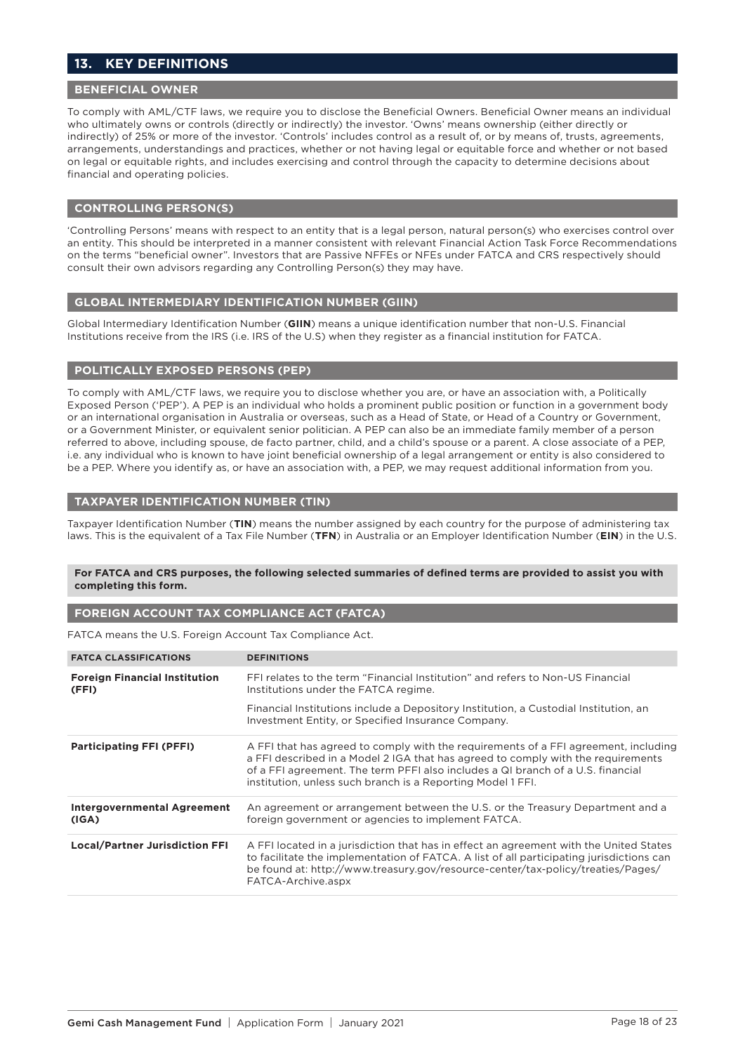# 13. KEY DEFINITIONS

## BENEFICIAL OWNER

To comply with AML/CTF laws, we require you to disclose the Beneficial Owners. Beneficial Owner means an individual who ultimately owns or controls (directly or indirectly) the investor. 'Owns' means ownership (either directly or indirectly) of 25% or more of the investor. 'Controls' includes control as a result of, or by means of, trusts, agreements, arrangements, understandings and practices, whether or not having legal or equitable force and whether or not based on legal or equitable rights, and includes exercising and control through the capacity to determine decisions about financial and operating policies.

## CONTROLLING PERSON(S)

'Controlling Persons' means with respect to an entity that is a legal person, natural person(s) who exercises control over an entity. This should be interpreted in a manner consistent with relevant Financial Action Task Force Recommendations on the terms "beneficial owner". Investors that are Passive NFFEs or NFEs under FATCA and CRS respectively should consult their own advisors regarding any Controlling Person(s) they may have.

## GLOBAL INTERMEDIARY IDENTIFICATION NUMBER (GIIN)

Global Intermediary Identification Number (**GIIN**) means a unique identification number that non-U.S. Financial Institutions receive from the IRS (i.e. IRS of the U.S) when they register as a financial institution for FATCA.

## POLITICALLY EXPOSED PERSONS (PEP)

To comply with AML/CTF laws, we require you to disclose whether you are, or have an association with, a Politically Exposed Person ('PEP'). A PEP is an individual who holds a prominent public position or function in a government body or an international organisation in Australia or overseas, such as a Head of State, or Head of a Country or Government, or a Government Minister, or equivalent senior politician. A PEP can also be an immediate family member of a person referred to above, including spouse, de facto partner, child, and a child's spouse or a parent. A close associate of a PEP, i.e. any individual who is known to have joint beneficial ownership of a legal arrangement or entity is also considered to be a PEP. Where you identify as, or have an association with, a PEP, we may request additional information from you.

## TAXPAYER IDENTIFICATION NUMBER (TIN)

Taxpayer Identification Number (**TIN**) means the number assigned by each country for the purpose of administering tax laws. This is the equivalent of a Tax File Number (**TFN**) in Australia or an Employer Identification Number (**EIN**) in the U.S.

**For FATCA and CRS purposes, the following selected summaries of defined terms are provided to assist you with completing this form.**

## FOREIGN ACCOUNT TAX COMPLIANCE ACT (FATCA)

FATCA means the U.S. Foreign Account Tax Compliance Act.

| FATCA CLASSIFICATIONS | DEFINITIONS |
|---|---|
| **Foreign Financial Institution (FFI)** | FFI relates to the term "Financial Institution" and refers to Non-US Financial Institutions under the FATCA regime.<br><br>Financial Institutions include a Depository Institution, a Custodial Institution, an Investment Entity, or Specified Insurance Company. |
| **Participating FFI (PFFI)** | A FFI that has agreed to comply with the requirements of a FFI agreement, including a FFI described in a Model 2 IGA that has agreed to comply with the requirements of a FFI agreement. The term PFFI also includes a QI branch of a U.S. financial institution, unless such branch is a Reporting Model 1 FFI. |
| **Intergovernmental Agreement (IGA)** | An agreement or arrangement between the U.S. or the Treasury Department and a foreign government or agencies to implement FATCA. |
| **Local/Partner Jurisdiction FFI** | A FFI located in a jurisdiction that has in effect an agreement with the United States to facilitate the implementation of FATCA. A list of all participating jurisdictions can be found at: http://www.treasury.gov/resource-center/tax-policy/treaties/Pages/FATCA-Archive.aspx |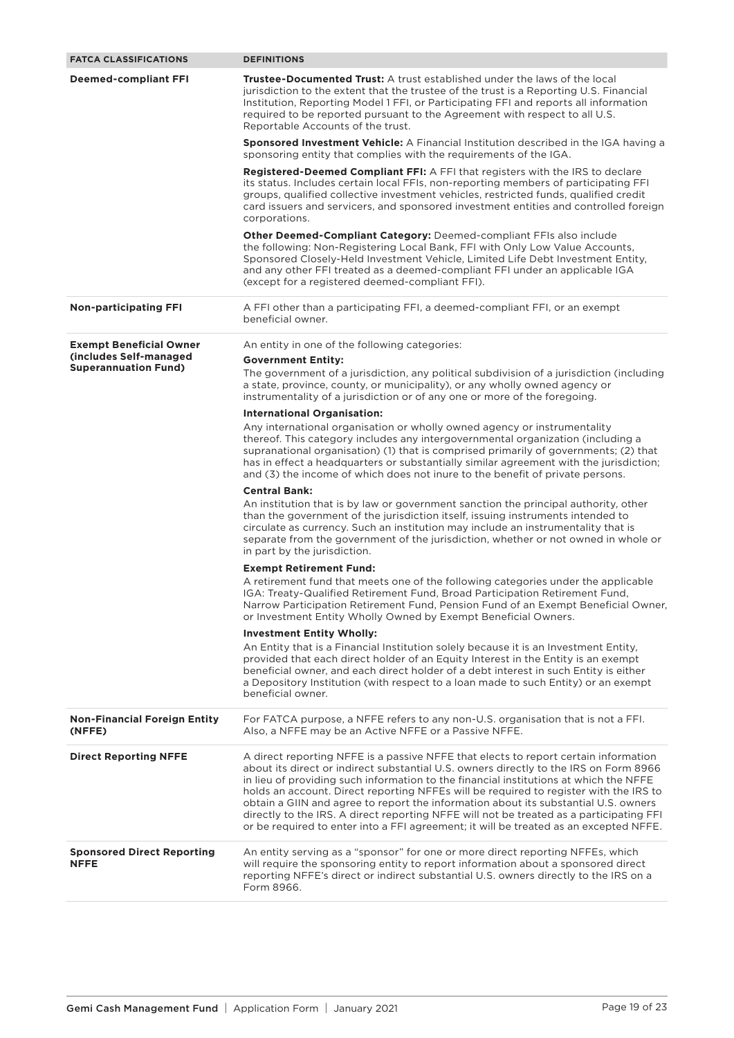| FATCA CLASSIFICATIONS | DEFINITIONS |
|---|---|
| **Deemed-compliant FFI** | **Trustee-Documented Trust:** A trust established under the laws of the local jurisdiction to the extent that the trustee of the trust is a Reporting U.S. Financial Institution, Reporting Model 1 FFI, or Participating FFI and reports all information required to be reported pursuant to the Agreement with respect to all U.S. Reportable Accounts of the trust.<br><br>**Sponsored Investment Vehicle:** A Financial Institution described in the IGA having a sponsoring entity that complies with the requirements of the IGA.<br><br>**Registered-Deemed Compliant FFI:** A FFI that registers with the IRS to declare its status. Includes certain local FFIs, non-reporting members of participating FFI groups, qualified collective investment vehicles, restricted funds, qualified credit card issuers and servicers, and sponsored investment entities and controlled foreign corporations.<br><br>**Other Deemed-Compliant Category:** Deemed-compliant FFIs also include the following: Non-Registering Local Bank, FFI with Only Low Value Accounts, Sponsored Closely-Held Investment Vehicle, Limited Life Debt Investment Entity, and any other FFI treated as a deemed-compliant FFI under an applicable IGA (except for a registered deemed-compliant FFI). |
| **Non-participating FFI** | A FFI other than a participating FFI, a deemed-compliant FFI, or an exempt beneficial owner. |
| **Exempt Beneficial Owner (includes Self-managed Superannuation Fund)** | An entity in one of the following categories:<br>**Government Entity:**<br>The government of a jurisdiction, any political subdivision of a jurisdiction (including a state, province, county, or municipality), or any wholly owned agency or instrumentality of a jurisdiction or of any one or more of the foregoing.<br><br>**International Organisation:**<br>Any international organisation or wholly owned agency or instrumentality thereof. This category includes any intergovernmental organization (including a supranational organisation) (1) that is comprised primarily of governments; (2) that has in effect a headquarters or substantially similar agreement with the jurisdiction; and (3) the income of which does not inure to the benefit of private persons.<br><br>**Central Bank:**<br>An institution that is by law or government sanction the principal authority, other than the government of the jurisdiction itself, issuing instruments intended to circulate as currency. Such an institution may include an instrumentality that is separate from the government of the jurisdiction, whether or not owned in whole or in part by the jurisdiction.<br><br>**Exempt Retirement Fund:**<br>A retirement fund that meets one of the following categories under the applicable IGA: Treaty-Qualified Retirement Fund, Broad Participation Retirement Fund, Narrow Participation Retirement Fund, Pension Fund of an Exempt Beneficial Owner, or Investment Entity Wholly Owned by Exempt Beneficial Owners.<br><br>**Investment Entity Wholly:**<br>An Entity that is a Financial Institution solely because it is an Investment Entity, provided that each direct holder of an Equity Interest in the Entity is an exempt beneficial owner, and each direct holder of a debt interest in such Entity is either a Depository Institution (with respect to a loan made to such Entity) or an exempt beneficial owner. |
| **Non-Financial Foreign Entity (NFFE)** | For FATCA purpose, a NFFE refers to any non-U.S. organisation that is not a FFI. Also, a NFFE may be an Active NFFE or a Passive NFFE. |
| **Direct Reporting NFFE** | A direct reporting NFFE is a passive NFFE that elects to report certain information about its direct or indirect substantial U.S. owners directly to the IRS on Form 8966 in lieu of providing such information to the financial institutions at which the NFFE holds an account. Direct reporting NFFEs will be required to register with the IRS to obtain a GIIN and agree to report the information about its substantial U.S. owners directly to the IRS. A direct reporting NFFE will not be treated as a participating FFI or be required to enter into a FFI agreement; it will be treated as an excepted NFFE. |
| **Sponsored Direct Reporting NFFE** | An entity serving as a "sponsor" for one or more direct reporting NFFEs, which will require the sponsoring entity to report information about a sponsored direct reporting NFFE's direct or indirect substantial U.S. owners directly to the IRS on a Form 8966. |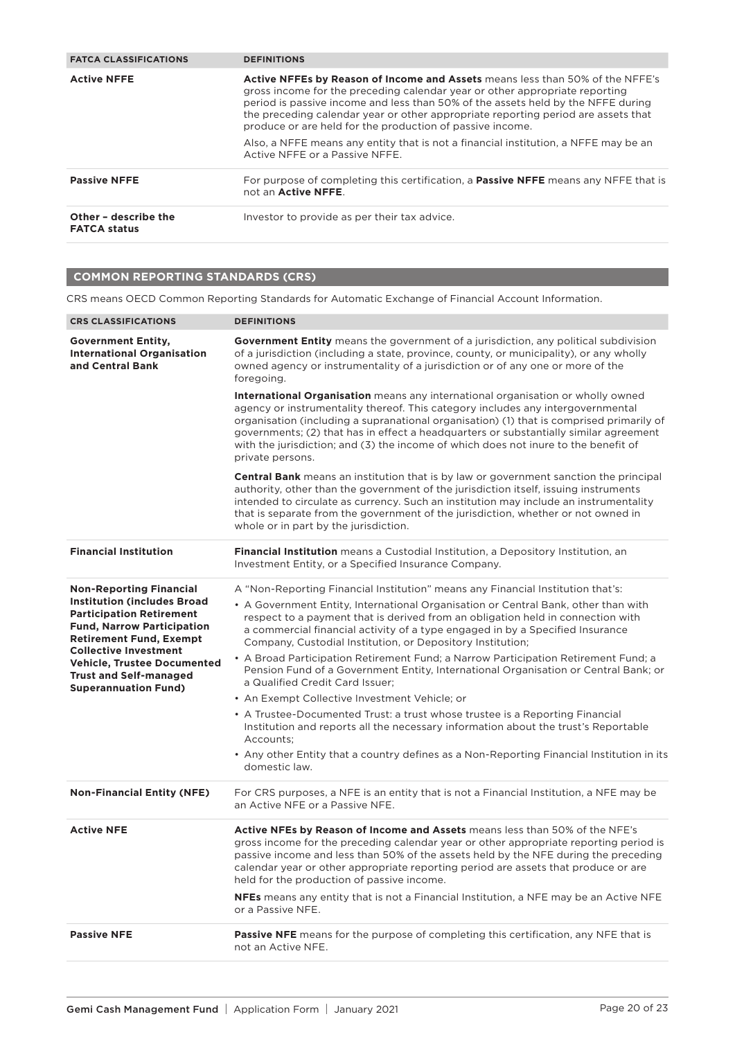| FATCA CLASSIFICATIONS | DEFINITIONS |
|---|---|
| **Active NFFE** | **Active NFFEs by Reason of Income and Assets** means less than 50% of the NFFE's gross income for the preceding calendar year or other appropriate reporting period is passive income and less than 50% of the assets held by the NFFE during the preceding calendar year or other appropriate reporting period are assets that produce or are held for the production of passive income.<br><br>Also, a NFFE means any entity that is not a financial institution, a NFFE may be an Active NFFE or a Passive NFFE. |
| **Passive NFFE** | For purpose of completing this certification, a **Passive NFFE** means any NFFE that is not an **Active NFFE**. |
| **Other – describe the FATCA status** | Investor to provide as per their tax advice. |

## COMMON REPORTING STANDARDS (CRS)

CRS means OECD Common Reporting Standards for Automatic Exchange of Financial Account Information.

| CRS CLASSIFICATIONS | DEFINITIONS |
|---|---|
| **Government Entity, International Organisation and Central Bank** | **Government Entity** means the government of a jurisdiction, any political subdivision of a jurisdiction (including a state, province, county, or municipality), or any wholly owned agency or instrumentality of a jurisdiction or of any one or more of the foregoing.<br><br>**International Organisation** means any international organisation or wholly owned agency or instrumentality thereof. This category includes any intergovernmental organisation (including a supranational organisation) (1) that is comprised primarily of governments; (2) that has in effect a headquarters or substantially similar agreement with the jurisdiction; and (3) the income of which does not inure to the benefit of private persons.<br><br>**Central Bank** means an institution that is by law or government sanction the principal authority, other than the government of the jurisdiction itself, issuing instruments intended to circulate as currency. Such an institution may include an instrumentality that is separate from the government of the jurisdiction, whether or not owned in whole or in part by the jurisdiction. |
| **Financial Institution** | **Financial Institution** means a Custodial Institution, a Depository Institution, an Investment Entity, or a Specified Insurance Company. |
| **Non-Reporting Financial Institution (includes Broad Participation Retirement Fund, Narrow Participation Retirement Fund, Exempt Collective Investment Vehicle, Trustee Documented Trust and Self-managed Superannuation Fund)** | A "Non-Reporting Financial Institution" means any Financial Institution that's:<br>• A Government Entity, International Organisation or Central Bank, other than with respect to a payment that is derived from an obligation held in connection with a commercial financial activity of a type engaged in by a Specified Insurance Company, Custodial Institution, or Depository Institution;<br>• A Broad Participation Retirement Fund; a Narrow Participation Retirement Fund; a Pension Fund of a Government Entity, International Organisation or Central Bank; or a Qualified Credit Card Issuer;<br>• An Exempt Collective Investment Vehicle; or<br>• A Trustee-Documented Trust: a trust whose trustee is a Reporting Financial Institution and reports all the necessary information about the trust's Reportable Accounts;<br>• Any other Entity that a country defines as a Non-Reporting Financial Institution in its domestic law. |
| **Non-Financial Entity (NFE)** | For CRS purposes, a NFE is an entity that is not a Financial Institution, a NFE may be an Active NFE or a Passive NFE. |
| **Active NFE** | **Active NFEs by Reason of Income and Assets** means less than 50% of the NFE's gross income for the preceding calendar year or other appropriate reporting period is passive income and less than 50% of the assets held by the NFE during the preceding calendar year or other appropriate reporting period are assets that produce or are held for the production of passive income.<br><br>**NFEs** means any entity that is not a Financial Institution, a NFE may be an Active NFE or a Passive NFE. |
| **Passive NFE** | **Passive NFE** means for the purpose of completing this certification, any NFE that is not an Active NFE. |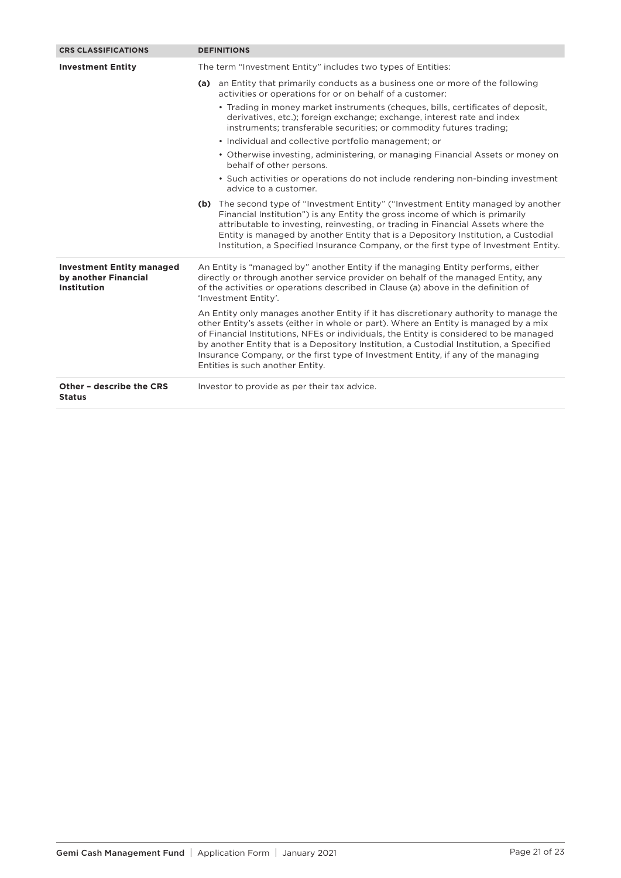| CRS CLASSIFICATIONS | DEFINITIONS |
| --- | --- |
| **Investment Entity** | The term "Investment Entity" includes two types of Entities: <br> **(a)** an Entity that primarily conducts as a business one or more of the following activities or operations for or on behalf of a customer: <br> • Trading in money market instruments (cheques, bills, certificates of deposit, derivatives, etc.); foreign exchange; exchange, interest rate and index instruments; transferable securities; or commodity futures trading; <br> • Individual and collective portfolio management; or <br> • Otherwise investing, administering, or managing Financial Assets or money on behalf of other persons. <br> • Such activities or operations do not include rendering non-binding investment advice to a customer. <br> **(b)** The second type of "Investment Entity" ("Investment Entity managed by another Financial Institution") is any Entity the gross income of which is primarily attributable to investing, reinvesting, or trading in Financial Assets where the Entity is managed by another Entity that is a Depository Institution, a Custodial Institution, a Specified Insurance Company, or the first type of Investment Entity. |
| **Investment Entity managed by another Financial Institution** | An Entity is "managed by" another Entity if the managing Entity performs, either directly or through another service provider on behalf of the managed Entity, any of the activities or operations described in Clause (a) above in the definition of 'Investment Entity'. <br> An Entity only manages another Entity if it has discretionary authority to manage the other Entity's assets (either in whole or part). Where an Entity is managed by a mix of Financial Institutions, NFEs or individuals, the Entity is considered to be managed by another Entity that is a Depository Institution, a Custodial Institution, a Specified Insurance Company, or the first type of Investment Entity, if any of the managing Entities is such another Entity. |
| **Other – describe the CRS Status** | Investor to provide as per their tax advice. |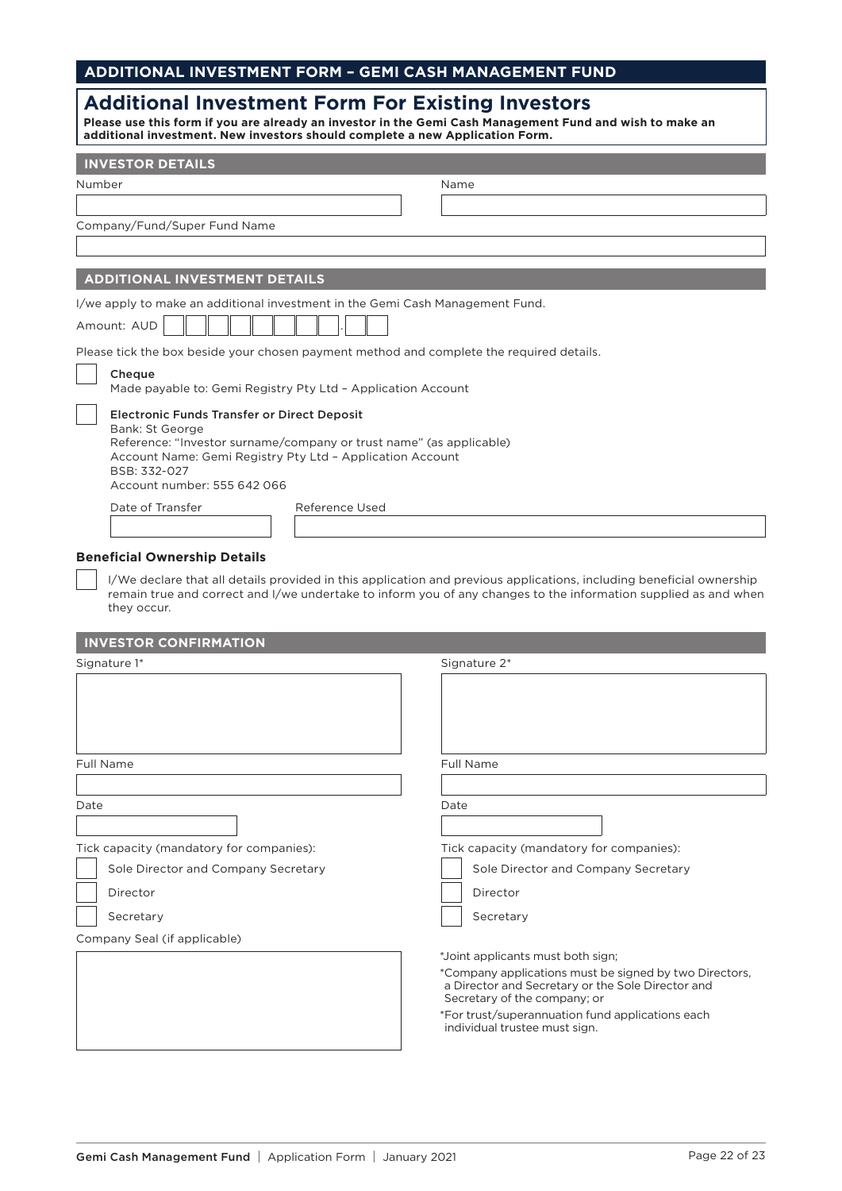## ADDITIONAL INVESTMENT FORM – GEMI CASH MANAGEMENT FUND

# Additional Investment Form For Existing Investors

**Please use this form if you are already an investor in the Gemi Cash Management Fund and wish to make an additional investment. New investors should complete a new Application Form.**

### INVESTOR DETAILS

Number

Name

Company/Fund/Super Fund Name

### ADDITIONAL INVESTMENT DETAILS

I/we apply to make an additional investment in the Gemi Cash Management Fund.

Amount: AUD ☐☐☐☐☐☐☐☐.☐☐

Please tick the box beside your chosen payment method and complete the required details.

☐ **Cheque**
Made payable to: Gemi Registry Pty Ltd – Application Account

☐ **Electronic Funds Transfer or Direct Deposit**
Bank: St George
Reference: "Investor surname/company or trust name" (as applicable)
Account Name: Gemi Registry Pty Ltd – Application Account
BSB: 332-027
Account number: 555 642 066

Date of Transfer

Reference Used

**Beneficial Ownership Details**

☐ I/We declare that all details provided in this application and previous applications, including beneficial ownership remain true and correct and I/we undertake to inform you of any changes to the information supplied as and when they occur.

### INVESTOR CONFIRMATION

Signature 1*

Full Name

Date

Tick capacity (mandatory for companies):

☐ Sole Director and Company Secretary

☐ Director

☐ Secretary

Company Seal (if applicable)

Signature 2*

Full Name

Date

Tick capacity (mandatory for companies):

☐ Sole Director and Company Secretary

☐ Director

☐ Secretary

*Joint applicants must both sign;

*Company applications must be signed by two Directors, a Director and Secretary or the Sole Director and Secretary of the company; or

*For trust/superannuation fund applications each individual trustee must sign.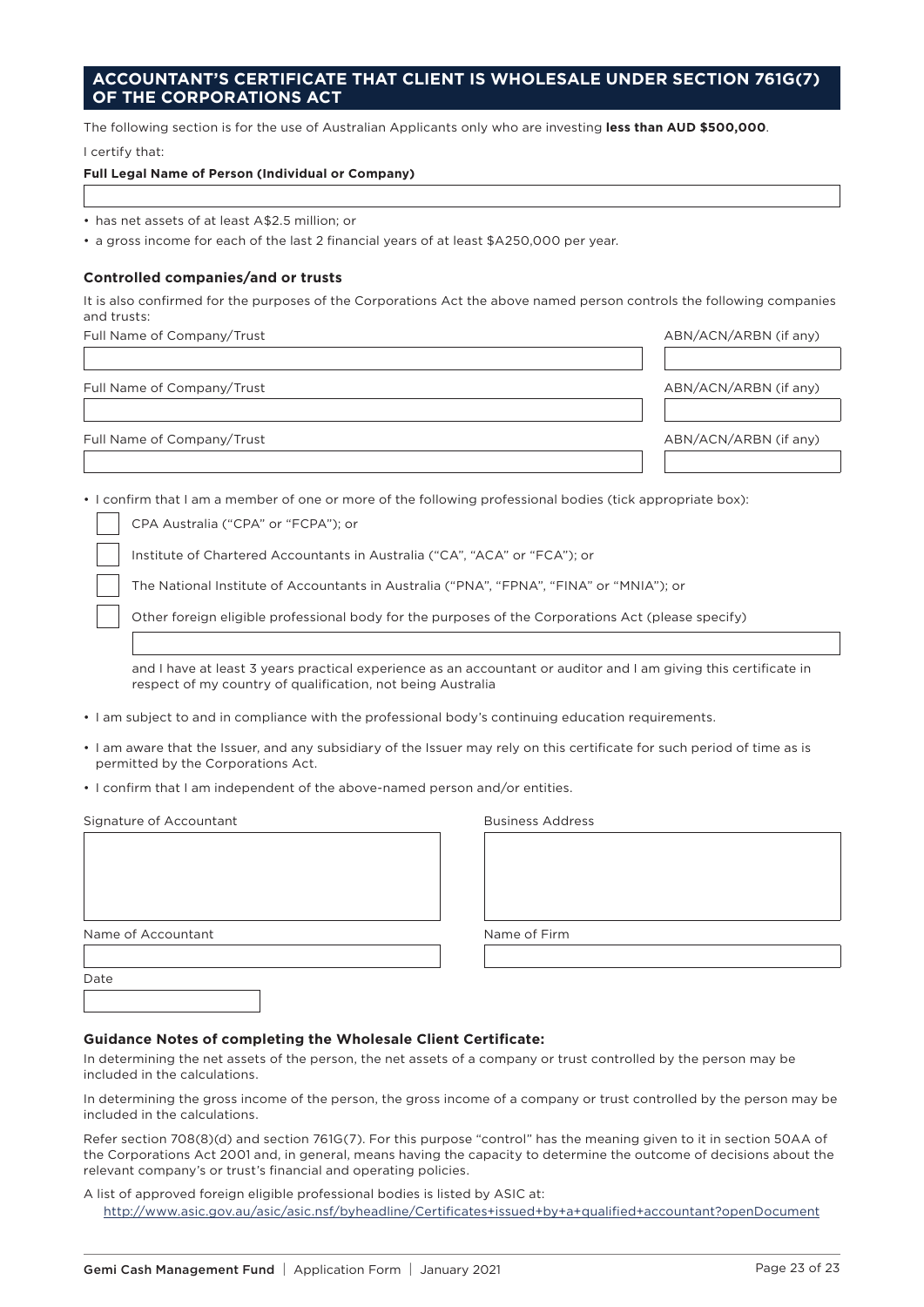## ACCOUNTANT'S CERTIFICATE THAT CLIENT IS WHOLESALE UNDER SECTION 761G(7) OF THE CORPORATIONS ACT

The following section is for the use of Australian Applicants only who are investing **less than AUD $500,000**.

I certify that:

**Full Legal Name of Person (Individual or Company)**

- has net assets of at least A$2.5 million; or
- a gross income for each of the last 2 financial years of at least $A250,000 per year.

### Controlled companies/and or trusts

It is also confirmed for the purposes of the Corporations Act the above named person controls the following companies and trusts:

| Full Name of Company/Trust | ABN/ACN/ARBN (if any) |
|---|---|
| | |
| | |
| | |

- I confirm that I am a member of one or more of the following professional bodies (tick appropriate box):
  - ☐ CPA Australia ("CPA" or "FCPA"); or
  - ☐ Institute of Chartered Accountants in Australia ("CA", "ACA" or "FCA"); or
  - ☐ The National Institute of Accountants in Australia ("PNA", "FPNA", "FINA" or "MNIA"); or
  - ☐ Other foreign eligible professional body for the purposes of the Corporations Act (please specify)

  and I have at least 3 years practical experience as an accountant or auditor and I am giving this certificate in respect of my country of qualification, not being Australia
- I am subject to and in compliance with the professional body's continuing education requirements.
- I am aware that the Issuer, and any subsidiary of the Issuer may rely on this certificate for such period of time as is permitted by the Corporations Act.
- I confirm that I am independent of the above-named person and/or entities.

Signature of Accountant

Business Address

Name of Accountant

Name of Firm

Date

### Guidance Notes of completing the Wholesale Client Certificate:

In determining the net assets of the person, the net assets of a company or trust controlled by the person may be included in the calculations.

In determining the gross income of the person, the gross income of a company or trust controlled by the person may be included in the calculations.

Refer section 708(8)(d) and section 761G(7). For this purpose "control" has the meaning given to it in section 50AA of the Corporations Act 2001 and, in general, means having the capacity to determine the outcome of decisions about the relevant company's or trust's financial and operating policies.

A list of approved foreign eligible professional bodies is listed by ASIC at:
http://www.asic.gov.au/asic/asic.nsf/byheadline/Certificates+issued+by+a+qualified+accountant?openDocument